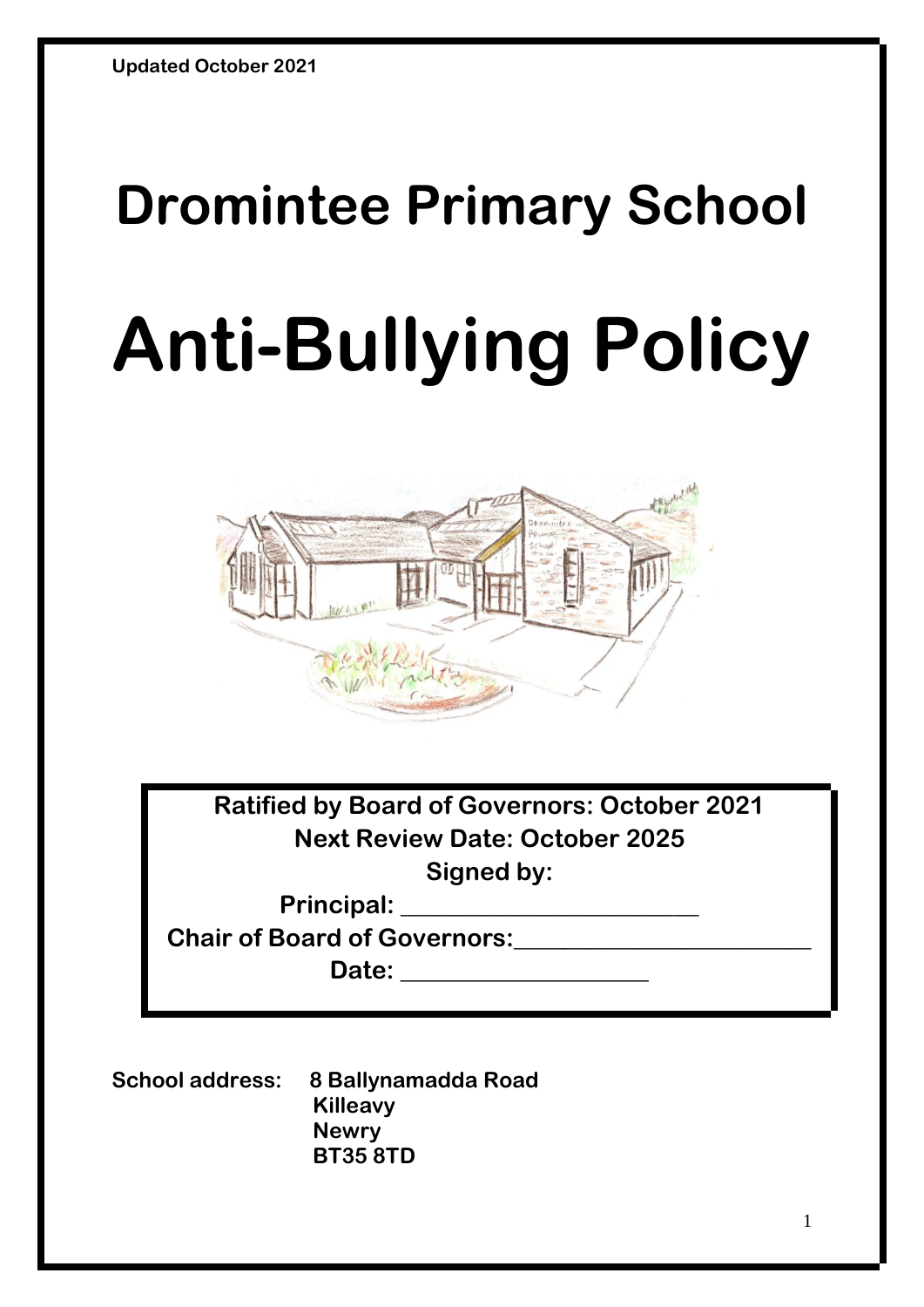**Updated October 2021**

# Dromintee Primary School

# Anti-Bullying Policy

**Ratified by Board of Governors: October 2021**
**Next Review Date: October 2025**
**Signed by:**
**Principal: \_\_\_\_\_\_\_\_\_\_\_\_\_\_\_\_\_\_\_\_\_\_\_\_**
**Chair of Board of Governors:\_\_\_\_\_\_\_\_\_\_\_\_\_\_\_\_\_\_\_\_\_\_\_\_**
**Date: \_\_\_\_\_\_\_\_\_\_\_\_\_\_\_\_\_\_\_\_**

**School address:** **8 Ballynamadda Road**
**Killeavy**
**Newry**
**BT35 8TD**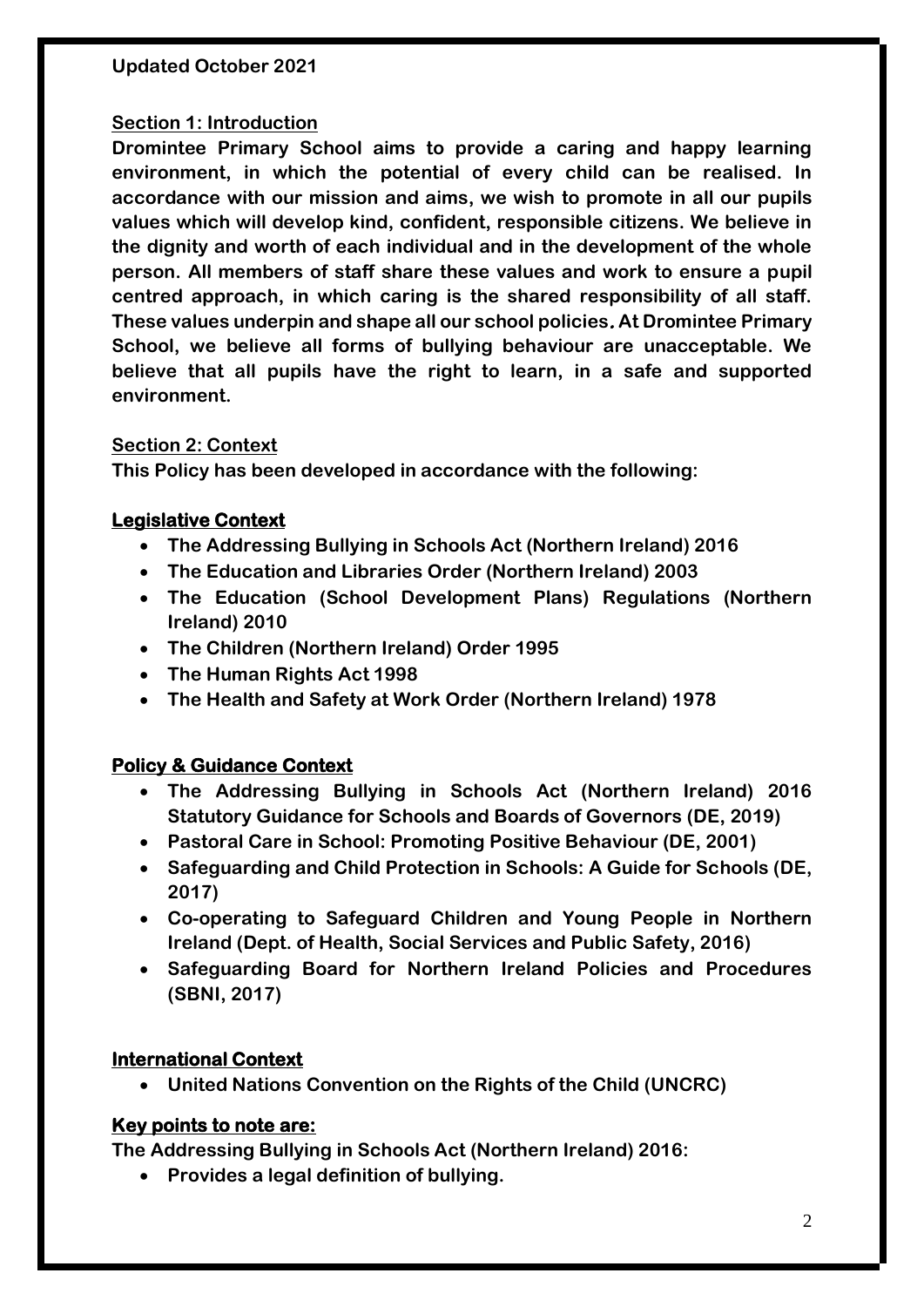**Updated October 2021**

## Section 1: Introduction

**Dromintee Primary School aims to provide a caring and happy learning environment, in which the potential of every child can be realised. In accordance with our mission and aims, we wish to promote in all our pupils values which will develop kind, confident, responsible citizens. We believe in the dignity and worth of each individual and in the development of the whole person. All members of staff share these values and work to ensure a pupil centred approach, in which caring is the shared responsibility of all staff. These values underpin and shape all our school policies. At Dromintee Primary School, we believe all forms of bullying behaviour are unacceptable. We believe that all pupils have the right to learn, in a safe and supported environment.**

## Section 2: Context

**This Policy has been developed in accordance with the following:**

### Legislative Context

- **The Addressing Bullying in Schools Act (Northern Ireland) 2016**
- **The Education and Libraries Order (Northern Ireland) 2003**
- **The Education (School Development Plans) Regulations (Northern Ireland) 2010**
- **The Children (Northern Ireland) Order 1995**
- **The Human Rights Act 1998**
- **The Health and Safety at Work Order (Northern Ireland) 1978**

### Policy & Guidance Context

- **The Addressing Bullying in Schools Act (Northern Ireland) 2016 Statutory Guidance for Schools and Boards of Governors (DE, 2019)**
- **Pastoral Care in School: Promoting Positive Behaviour (DE, 2001)**
- **Safeguarding and Child Protection in Schools: A Guide for Schools (DE, 2017)**
- **Co-operating to Safeguard Children and Young People in Northern Ireland (Dept. of Health, Social Services and Public Safety, 2016)**
- **Safeguarding Board for Northern Ireland Policies and Procedures (SBNI, 2017)**

### International Context

- **United Nations Convention on the Rights of the Child (UNCRC)**

### Key points to note are:

**The Addressing Bullying in Schools Act (Northern Ireland) 2016:**

- **Provides a legal definition of bullying.**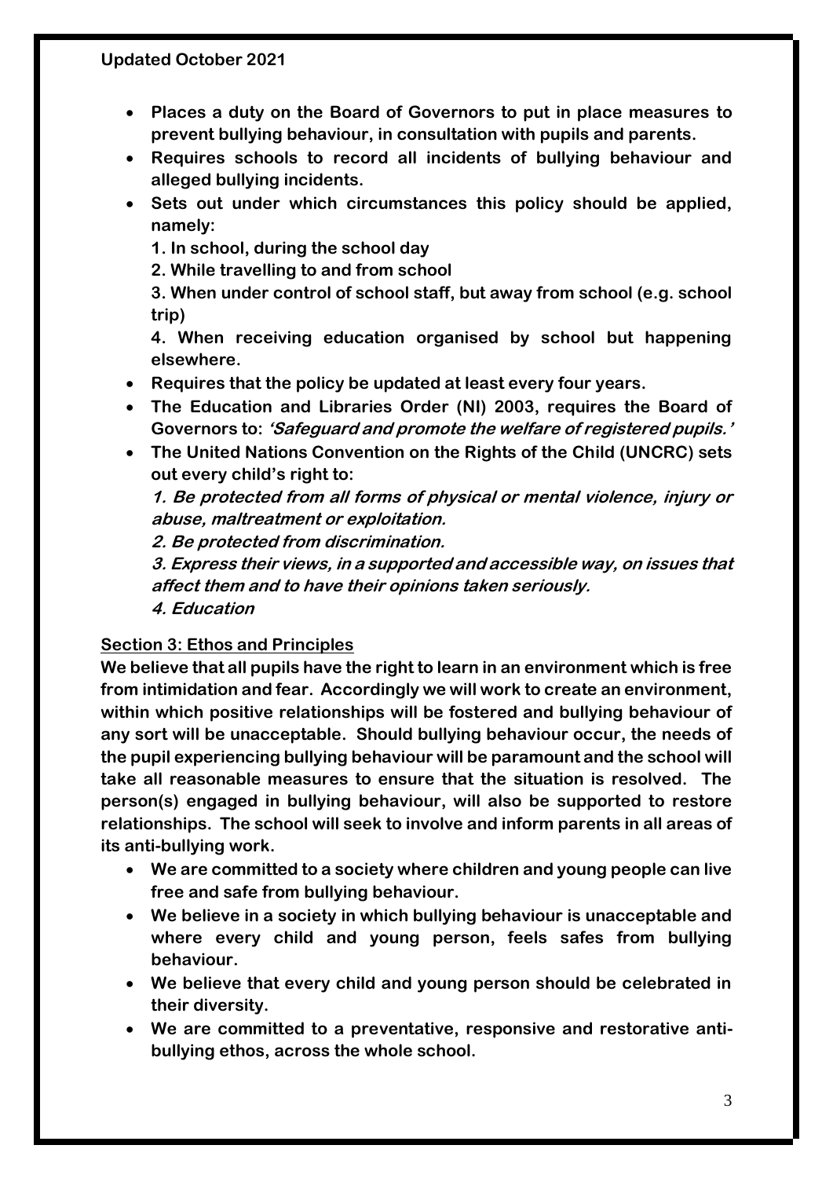**Updated October 2021**

- **Places a duty on the Board of Governors to put in place measures to prevent bullying behaviour, in consultation with pupils and parents.**
- **Requires schools to record all incidents of bullying behaviour and alleged bullying incidents.**
- **Sets out under which circumstances this policy should be applied, namely:**
  **1. In school, during the school day**
  **2. While travelling to and from school**
  **3. When under control of school staff, but away from school (e.g. school trip)**
  **4. When receiving education organised by school but happening elsewhere.**
- **Requires that the policy be updated at least every four years.**
- **The Education and Libraries Order (NI) 2003, requires the Board of Governors to: *'Safeguard and promote the welfare of registered pupils.'***
- **The United Nations Convention on the Rights of the Child (UNCRC) sets out every child's right to:**
  ***1. Be protected from all forms of physical or mental violence, injury or abuse, maltreatment or exploitation.***
  ***2. Be protected from discrimination.***
  ***3. Express their views, in a supported and accessible way, on issues that affect them and to have their opinions taken seriously.***
  ***4. Education***

## Section 3: Ethos and Principles

**We believe that all pupils have the right to learn in an environment which is free from intimidation and fear. Accordingly we will work to create an environment, within which positive relationships will be fostered and bullying behaviour of any sort will be unacceptable. Should bullying behaviour occur, the needs of the pupil experiencing bullying behaviour will be paramount and the school will take all reasonable measures to ensure that the situation is resolved. The person(s) engaged in bullying behaviour, will also be supported to restore relationships. The school will seek to involve and inform parents in all areas of its anti-bullying work.**

- **We are committed to a society where children and young people can live free and safe from bullying behaviour.**
- **We believe in a society in which bullying behaviour is unacceptable and where every child and young person, feels safes from bullying behaviour.**
- **We believe that every child and young person should be celebrated in their diversity.**
- **We are committed to a preventative, responsive and restorative anti-bullying ethos, across the whole school.**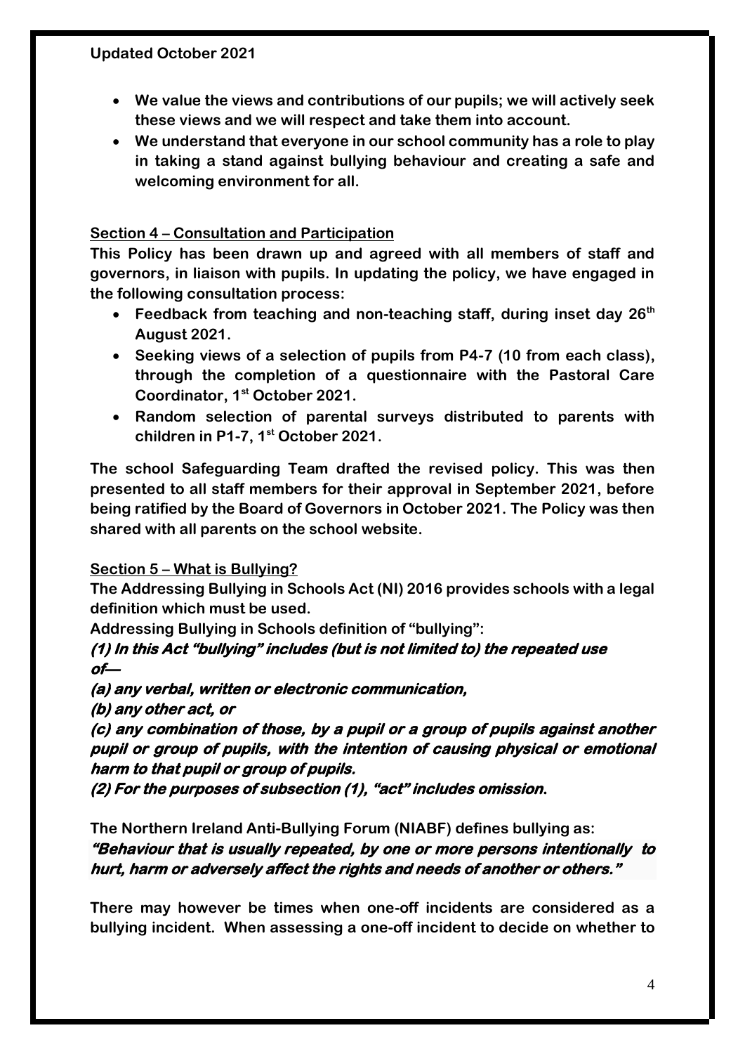**Updated October 2021**

- **We value the views and contributions of our pupils; we will actively seek these views and we will respect and take them into account.**
- **We understand that everyone in our school community has a role to play in taking a stand against bullying behaviour and creating a safe and welcoming environment for all.**

## Section 4 – Consultation and Participation

**This Policy has been drawn up and agreed with all members of staff and governors, in liaison with pupils. In updating the policy, we have engaged in the following consultation process:**

- **Feedback from teaching and non-teaching staff, during inset day 26th August 2021.**
- **Seeking views of a selection of pupils from P4-7 (10 from each class), through the completion of a questionnaire with the Pastoral Care Coordinator, 1st October 2021.**
- **Random selection of parental surveys distributed to parents with children in P1-7, 1st October 2021.**

**The school Safeguarding Team drafted the revised policy. This was then presented to all staff members for their approval in September 2021, before being ratified by the Board of Governors in October 2021. The Policy was then shared with all parents on the school website.**

## Section 5 – What is Bullying?

**The Addressing Bullying in Schools Act (NI) 2016 provides schools with a legal definition which must be used.**

**Addressing Bullying in Schools definition of "bullying":**

***(1) In this Act "bullying" includes (but is not limited to) the repeated use of—***

***(a) any verbal, written or electronic communication,***

***(b) any other act, or***

***(c) any combination of those, by a pupil or a group of pupils against another pupil or group of pupils, with the intention of causing physical or emotional harm to that pupil or group of pupils.***

***(2) For the purposes of subsection (1), "act" includes omission.***

**The Northern Ireland Anti-Bullying Forum (NIABF) defines bullying as:**

***"Behaviour that is usually repeated, by one or more persons intentionally to hurt, harm or adversely affect the rights and needs of another or others."***

**There may however be times when one-off incidents are considered as a bullying incident. When assessing a one-off incident to decide on whether to**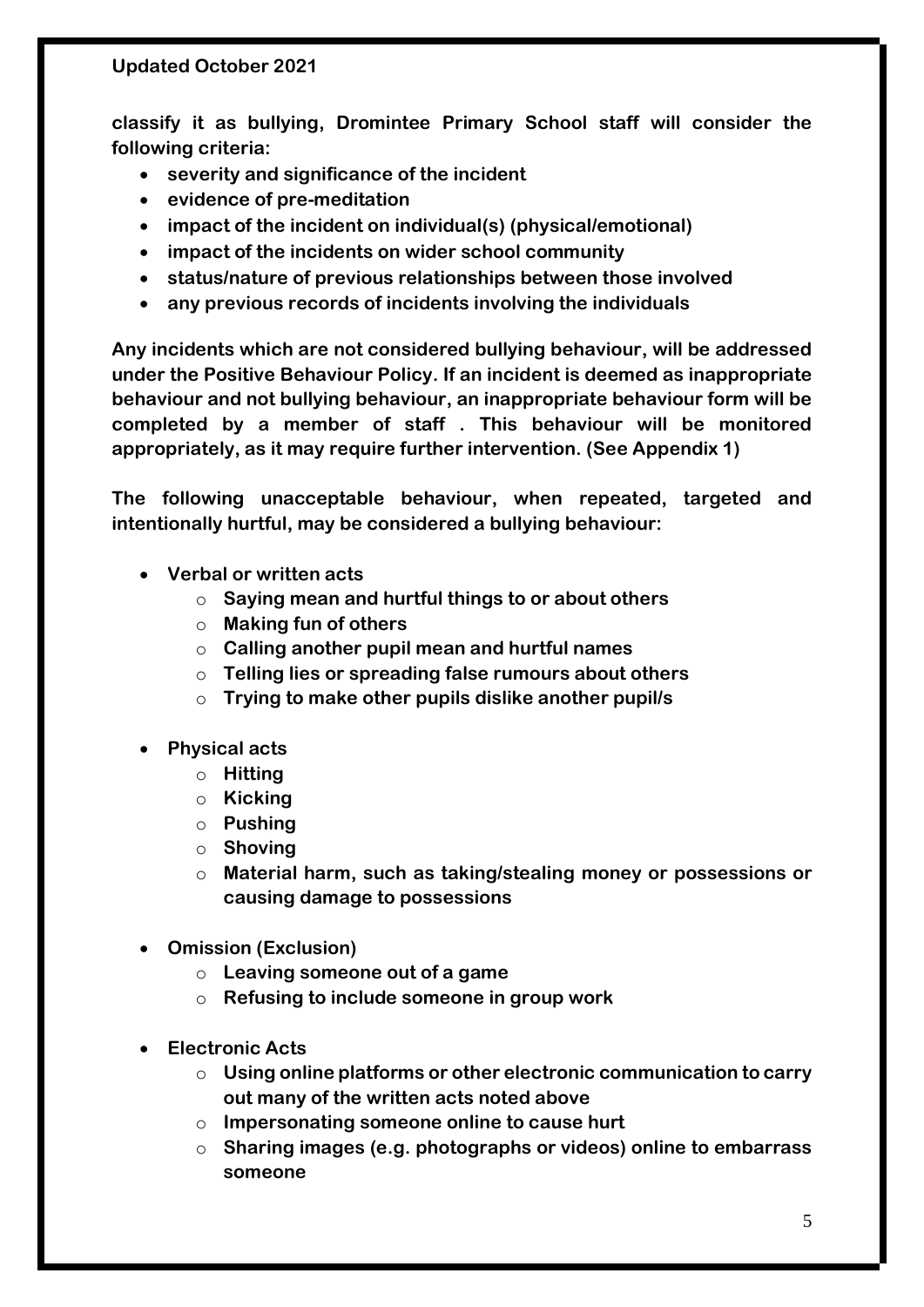**classify it as bullying, Dromintee Primary School staff will consider the following criteria:**

- **severity and significance of the incident**
- **evidence of pre-meditation**
- **impact of the incident on individual(s) (physical/emotional)**
- **impact of the incidents on wider school community**
- **status/nature of previous relationships between those involved**
- **any previous records of incidents involving the individuals**

**Any incidents which are not considered bullying behaviour, will be addressed under the Positive Behaviour Policy. If an incident is deemed as inappropriate behaviour and not bullying behaviour, an inappropriate behaviour form will be completed by a member of staff . This behaviour will be monitored appropriately, as it may require further intervention. (See Appendix 1)**

**The following unacceptable behaviour, when repeated, targeted and intentionally hurtful, may be considered a bullying behaviour:**

- **Verbal or written acts**
  - **Saying mean and hurtful things to or about others**
  - **Making fun of others**
  - **Calling another pupil mean and hurtful names**
  - **Telling lies or spreading false rumours about others**
  - **Trying to make other pupils dislike another pupil/s**

- **Physical acts**
  - **Hitting**
  - **Kicking**
  - **Pushing**
  - **Shoving**
  - **Material harm, such as taking/stealing money or possessions or causing damage to possessions**

- **Omission (Exclusion)**
  - **Leaving someone out of a game**
  - **Refusing to include someone in group work**

- **Electronic Acts**
  - **Using online platforms or other electronic communication to carry out many of the written acts noted above**
  - **Impersonating someone online to cause hurt**
  - **Sharing images (e.g. photographs or videos) online to embarrass someone**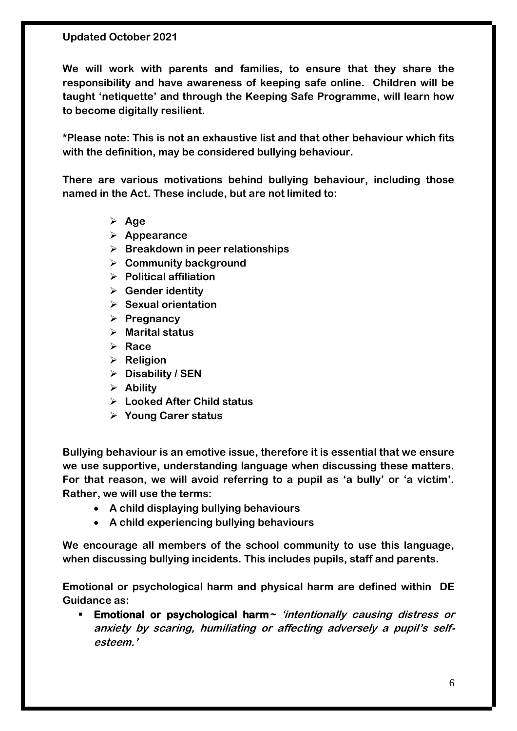**Updated October 2021**

**We will work with parents and families, to ensure that they share the responsibility and have awareness of keeping safe online. Children will be taught 'netiquette' and through the Keeping Safe Programme, will learn how to become digitally resilient.**

**\*Please note: This is not an exhaustive list and that other behaviour which fits with the definition, may be considered bullying behaviour.**

**There are various motivations behind bullying behaviour, including those named in the Act. These include, but are not limited to:**

- **Age**
- **Appearance**
- **Breakdown in peer relationships**
- **Community background**
- **Political affiliation**
- **Gender identity**
- **Sexual orientation**
- **Pregnancy**
- **Marital status**
- **Race**
- **Religion**
- **Disability / SEN**
- **Ability**
- **Looked After Child status**
- **Young Carer status**

**Bullying behaviour is an emotive issue, therefore it is essential that we ensure we use supportive, understanding language when discussing these matters. For that reason, we will avoid referring to a pupil as 'a bully' or 'a victim'. Rather, we will use the terms:**

- **A child displaying bullying behaviours**
- **A child experiencing bullying behaviours**

**We encourage all members of the school community to use this language, when discussing bullying incidents. This includes pupils, staff and parents.**

**Emotional or psychological harm and physical harm are defined within DE Guidance as:**

- **Emotional or psychological harm** ~ ***'intentionally causing distress or anxiety by scaring, humiliating or affecting adversely a pupil's self-esteem.'***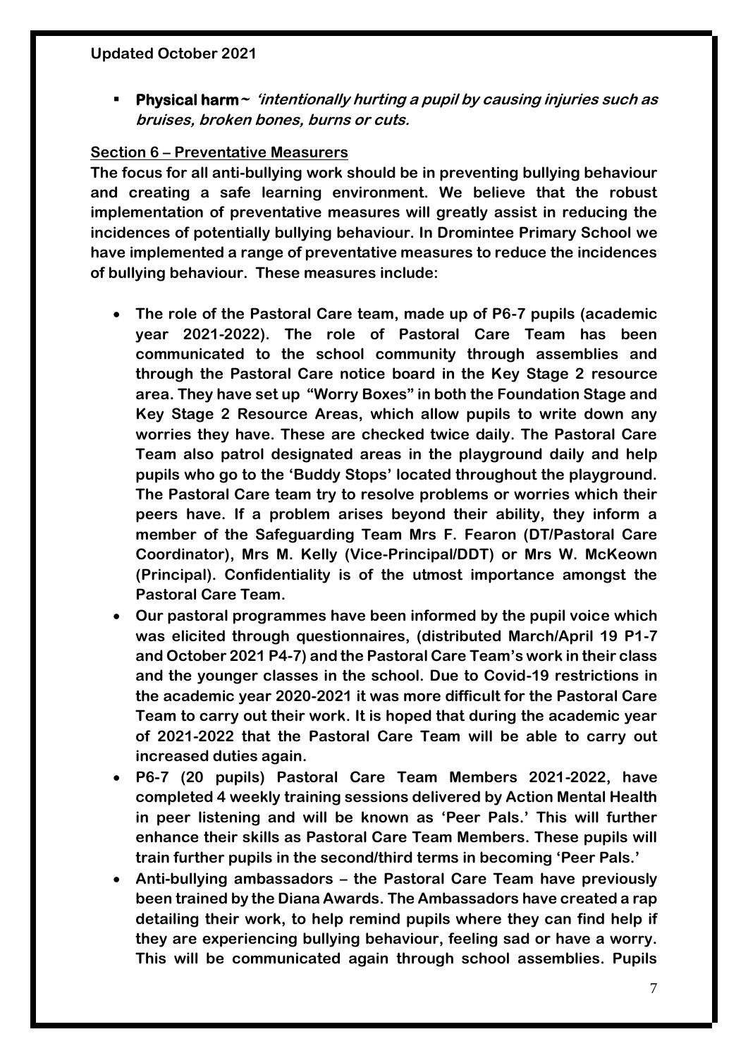**Updated October 2021**

- **Physical harm ~ *'intentionally hurting a pupil by causing injuries such as bruises, broken bones, burns or cuts.***

**Section 6 – Preventative Measurers**

**The focus for all anti-bullying work should be in preventing bullying behaviour and creating a safe learning environment. We believe that the robust implementation of preventative measures will greatly assist in reducing the incidences of potentially bullying behaviour. In Dromintee Primary School we have implemented a range of preventative measures to reduce the incidences of bullying behaviour. These measures include:**

- **The role of the Pastoral Care team, made up of P6-7 pupils (academic year 2021-2022). The role of Pastoral Care Team has been communicated to the school community through assemblies and through the Pastoral Care notice board in the Key Stage 2 resource area. They have set up "Worry Boxes" in both the Foundation Stage and Key Stage 2 Resource Areas, which allow pupils to write down any worries they have. These are checked twice daily. The Pastoral Care Team also patrol designated areas in the playground daily and help pupils who go to the 'Buddy Stops' located throughout the playground. The Pastoral Care team try to resolve problems or worries which their peers have. If a problem arises beyond their ability, they inform a member of the Safeguarding Team Mrs F. Fearon (DT/Pastoral Care Coordinator), Mrs M. Kelly (Vice-Principal/DDT) or Mrs W. McKeown (Principal). Confidentiality is of the utmost importance amongst the Pastoral Care Team.**
- **Our pastoral programmes have been informed by the pupil voice which was elicited through questionnaires, (distributed March/April 19 P1-7 and October 2021 P4-7) and the Pastoral Care Team's work in their class and the younger classes in the school. Due to Covid-19 restrictions in the academic year 2020-2021 it was more difficult for the Pastoral Care Team to carry out their work. It is hoped that during the academic year of 2021-2022 that the Pastoral Care Team will be able to carry out increased duties again.**
- **P6-7 (20 pupils) Pastoral Care Team Members 2021-2022, have completed 4 weekly training sessions delivered by Action Mental Health in peer listening and will be known as 'Peer Pals.' This will further enhance their skills as Pastoral Care Team Members. These pupils will train further pupils in the second/third terms in becoming 'Peer Pals.'**
- **Anti-bullying ambassadors – the Pastoral Care Team have previously been trained by the Diana Awards. The Ambassadors have created a rap detailing their work, to help remind pupils where they can find help if they are experiencing bullying behaviour, feeling sad or have a worry. This will be communicated again through school assemblies. Pupils**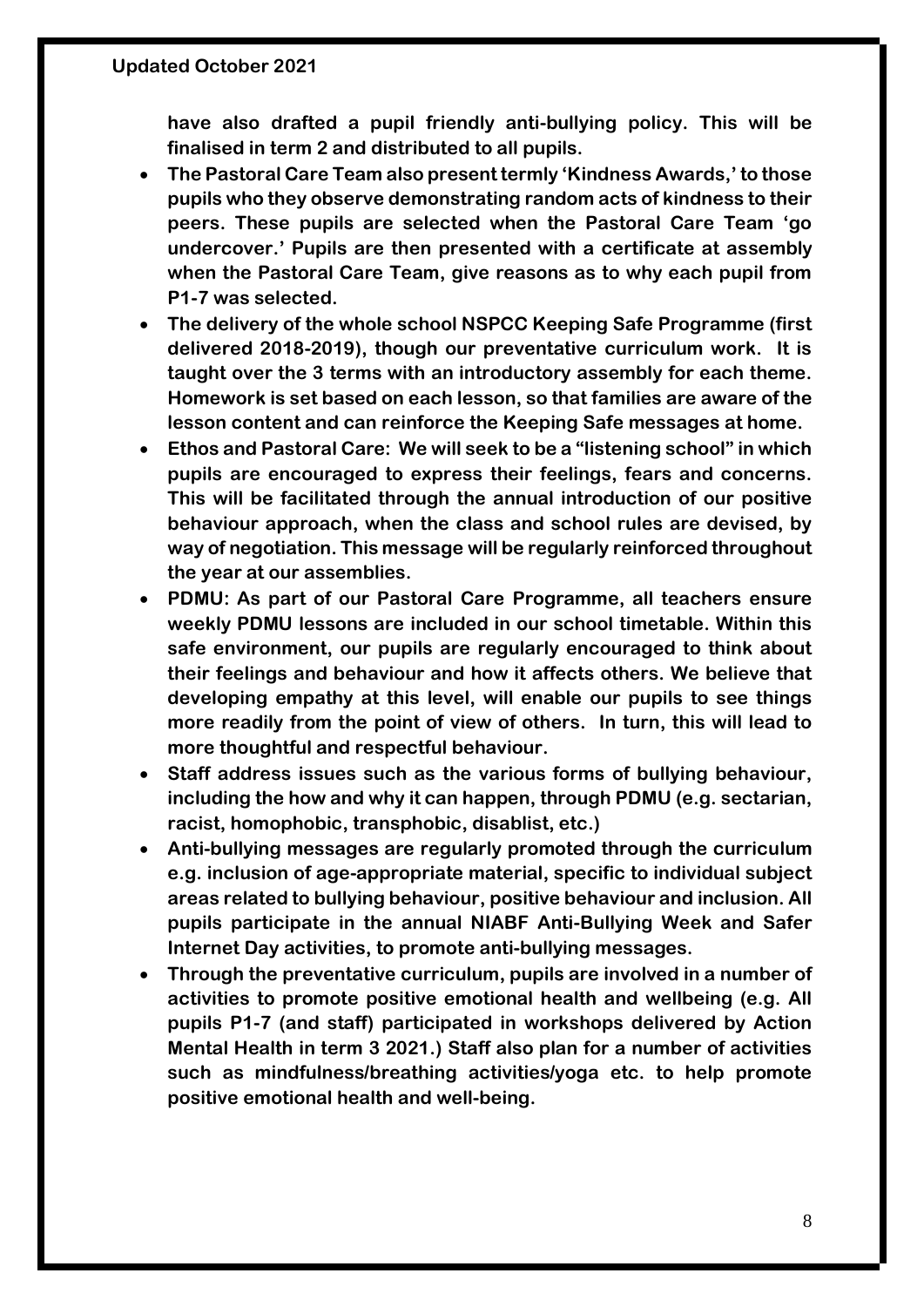**have also drafted a pupil friendly anti-bullying policy. This will be finalised in term 2 and distributed to all pupils.**

- **The Pastoral Care Team also present termly 'Kindness Awards,' to those pupils who they observe demonstrating random acts of kindness to their peers. These pupils are selected when the Pastoral Care Team 'go undercover.' Pupils are then presented with a certificate at assembly when the Pastoral Care Team, give reasons as to why each pupil from P1-7 was selected.**
- **The delivery of the whole school NSPCC Keeping Safe Programme (first delivered 2018-2019), though our preventative curriculum work. It is taught over the 3 terms with an introductory assembly for each theme. Homework is set based on each lesson, so that families are aware of the lesson content and can reinforce the Keeping Safe messages at home.**
- **Ethos and Pastoral Care: We will seek to be a "listening school" in which pupils are encouraged to express their feelings, fears and concerns. This will be facilitated through the annual introduction of our positive behaviour approach, when the class and school rules are devised, by way of negotiation. This message will be regularly reinforced throughout the year at our assemblies.**
- **PDMU: As part of our Pastoral Care Programme, all teachers ensure weekly PDMU lessons are included in our school timetable. Within this safe environment, our pupils are regularly encouraged to think about their feelings and behaviour and how it affects others. We believe that developing empathy at this level, will enable our pupils to see things more readily from the point of view of others. In turn, this will lead to more thoughtful and respectful behaviour.**
- **Staff address issues such as the various forms of bullying behaviour, including the how and why it can happen, through PDMU (e.g. sectarian, racist, homophobic, transphobic, disablist, etc.)**
- **Anti-bullying messages are regularly promoted through the curriculum e.g. inclusion of age-appropriate material, specific to individual subject areas related to bullying behaviour, positive behaviour and inclusion. All pupils participate in the annual NIABF Anti-Bullying Week and Safer Internet Day activities, to promote anti-bullying messages.**
- **Through the preventative curriculum, pupils are involved in a number of activities to promote positive emotional health and wellbeing (e.g. All pupils P1-7 (and staff) participated in workshops delivered by Action Mental Health in term 3 2021.) Staff also plan for a number of activities such as mindfulness/breathing activities/yoga etc. to help promote positive emotional health and well-being.**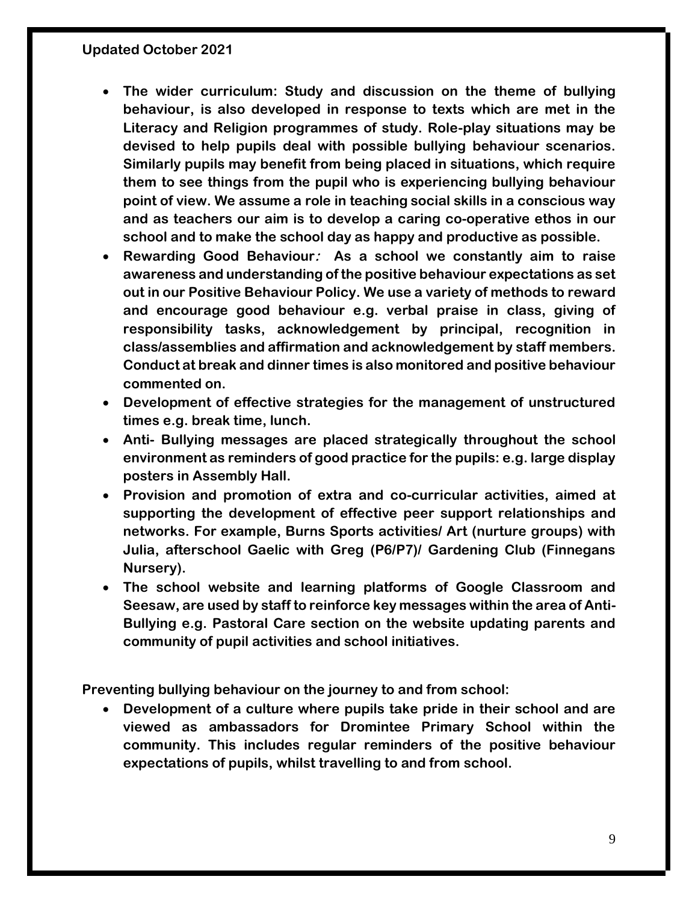**Updated October 2021**

- **The wider curriculum: Study and discussion on the theme of bullying behaviour, is also developed in response to texts which are met in the Literacy and Religion programmes of study. Role-play situations may be devised to help pupils deal with possible bullying behaviour scenarios. Similarly pupils may benefit from being placed in situations, which require them to see things from the pupil who is experiencing bullying behaviour point of view. We assume a role in teaching social skills in a conscious way and as teachers our aim is to develop a caring co-operative ethos in our school and to make the school day as happy and productive as possible.**
- **Rewarding Good Behaviour*:* As a school we constantly aim to raise awareness and understanding of the positive behaviour expectations as set out in our Positive Behaviour Policy. We use a variety of methods to reward and encourage good behaviour e.g. verbal praise in class, giving of responsibility tasks, acknowledgement by principal, recognition in class/assemblies and affirmation and acknowledgement by staff members. Conduct at break and dinner times is also monitored and positive behaviour commented on.**
- **Development of effective strategies for the management of unstructured times e.g. break time, lunch.**
- **Anti- Bullying messages are placed strategically throughout the school environment as reminders of good practice for the pupils: e.g. large display posters in Assembly Hall.**
- **Provision and promotion of extra and co-curricular activities, aimed at supporting the development of effective peer support relationships and networks. For example, Burns Sports activities/ Art (nurture groups) with Julia, afterschool Gaelic with Greg (P6/P7)/ Gardening Club (Finnegans Nursery).**
- **The school website and learning platforms of Google Classroom and Seesaw, are used by staff to reinforce key messages within the area of Anti-Bullying e.g. Pastoral Care section on the website updating parents and community of pupil activities and school initiatives.**

**Preventing bullying behaviour on the journey to and from school:**

- **Development of a culture where pupils take pride in their school and are viewed as ambassadors for Dromintee Primary School within the community. This includes regular reminders of the positive behaviour expectations of pupils, whilst travelling to and from school.**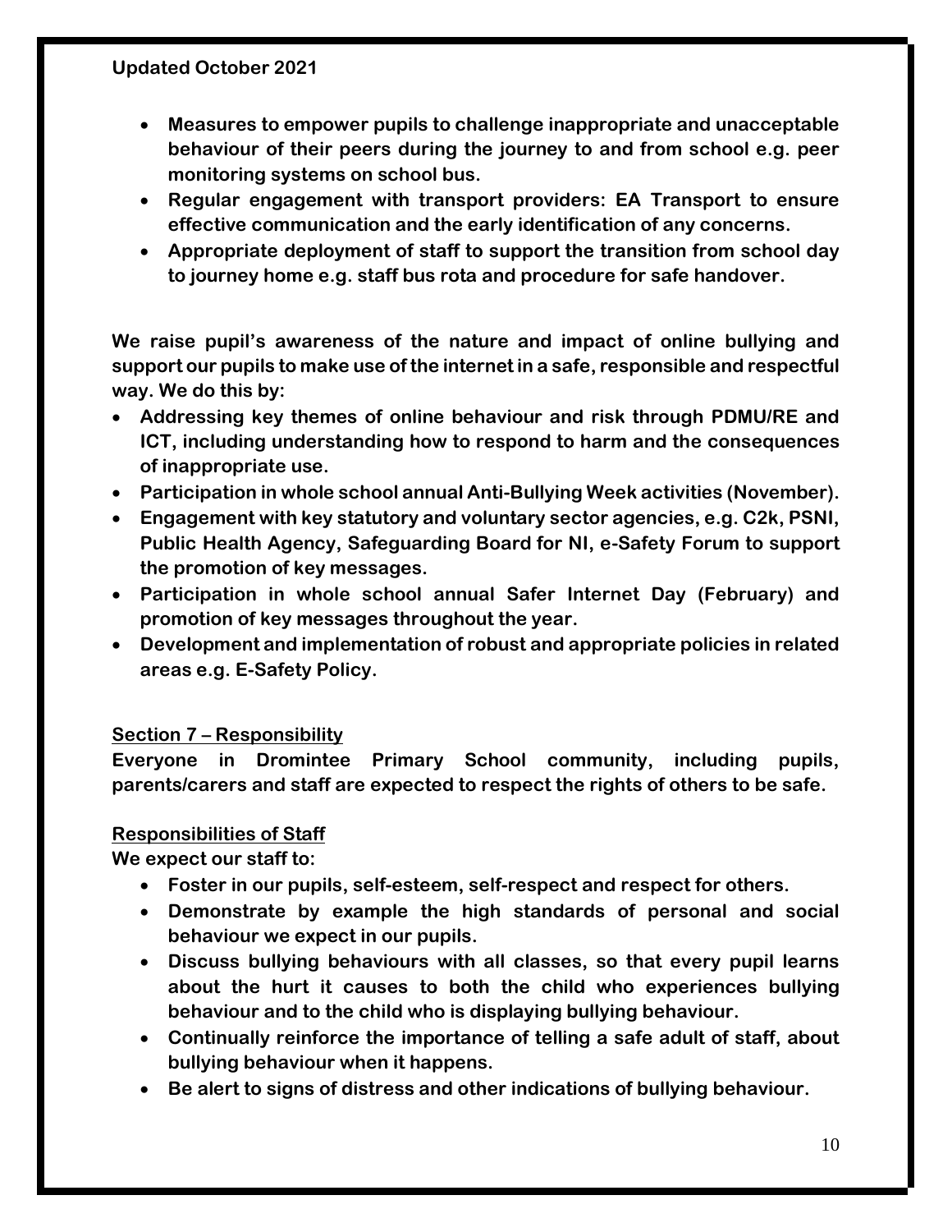**Updated October 2021**

- **Measures to empower pupils to challenge inappropriate and unacceptable behaviour of their peers during the journey to and from school e.g. peer monitoring systems on school bus.**
- **Regular engagement with transport providers: EA Transport to ensure effective communication and the early identification of any concerns.**
- **Appropriate deployment of staff to support the transition from school day to journey home e.g. staff bus rota and procedure for safe handover.**

**We raise pupil's awareness of the nature and impact of online bullying and support our pupils to make use of the internet in a safe, responsible and respectful way. We do this by:**

- **Addressing key themes of online behaviour and risk through PDMU/RE and ICT, including understanding how to respond to harm and the consequences of inappropriate use.**
- **Participation in whole school annual Anti-Bullying Week activities (November).**
- **Engagement with key statutory and voluntary sector agencies, e.g. C2k, PSNI, Public Health Agency, Safeguarding Board for NI, e-Safety Forum to support the promotion of key messages.**
- **Participation in whole school annual Safer Internet Day (February) and promotion of key messages throughout the year.**
- **Development and implementation of robust and appropriate policies in related areas e.g. E-Safety Policy.**

## Section 7 – Responsibility

**Everyone in Dromintee Primary School community, including pupils, parents/carers and staff are expected to respect the rights of others to be safe.**

### Responsibilities of Staff

**We expect our staff to:**

- **Foster in our pupils, self-esteem, self-respect and respect for others.**
- **Demonstrate by example the high standards of personal and social behaviour we expect in our pupils.**
- **Discuss bullying behaviours with all classes, so that every pupil learns about the hurt it causes to both the child who experiences bullying behaviour and to the child who is displaying bullying behaviour.**
- **Continually reinforce the importance of telling a safe adult of staff, about bullying behaviour when it happens.**
- **Be alert to signs of distress and other indications of bullying behaviour.**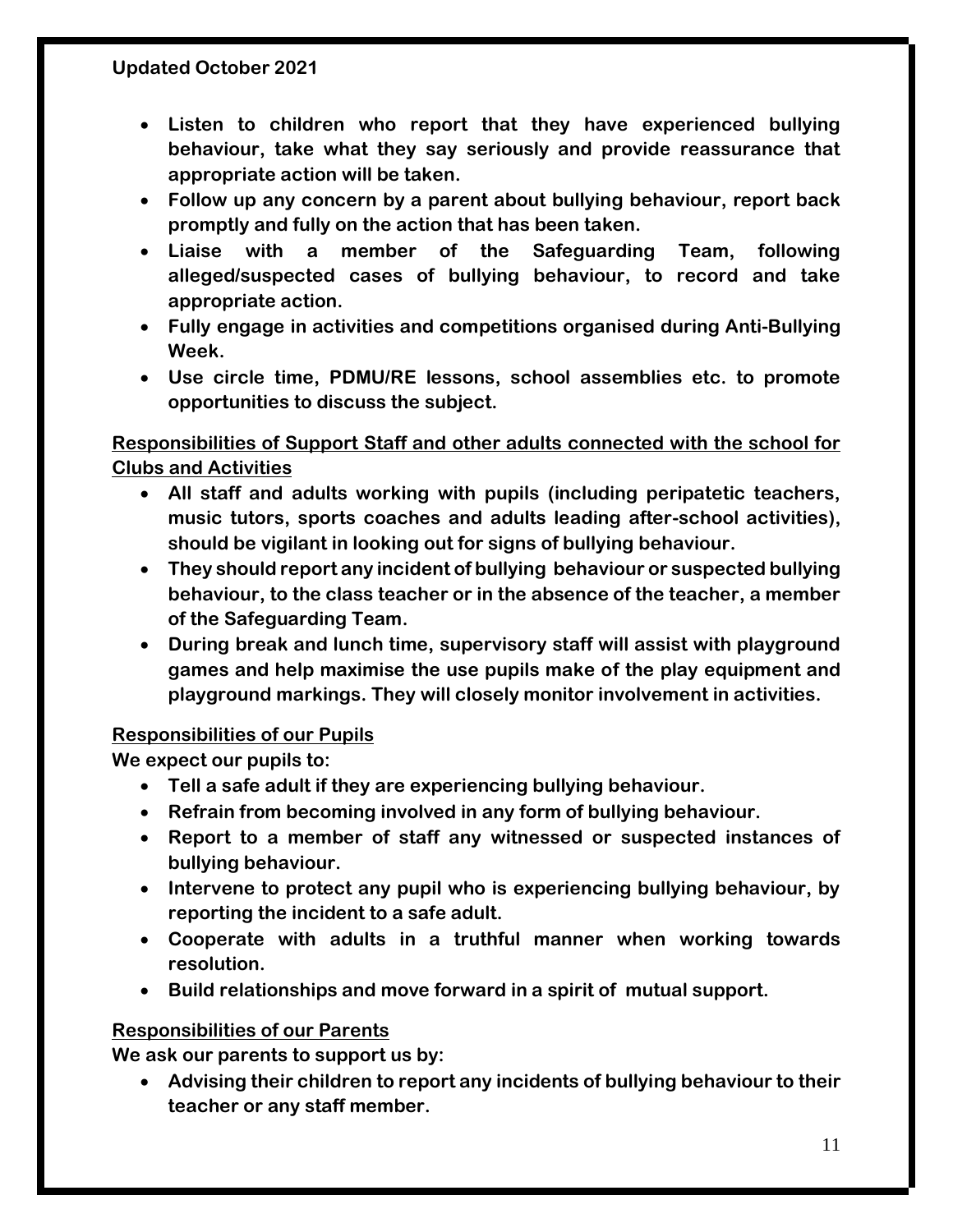Updated October 2021

- Listen to children who report that they have experienced bullying behaviour, take what they say seriously and provide reassurance that appropriate action will be taken.
- Follow up any concern by a parent about bullying behaviour, report back promptly and fully on the action that has been taken.
- Liaise with a member of the Safeguarding Team, following alleged/suspected cases of bullying behaviour, to record and take appropriate action.
- Fully engage in activities and competitions organised during Anti-Bullying Week.
- Use circle time, PDMU/RE lessons, school assemblies etc. to promote opportunities to discuss the subject.

**Responsibilities of Support Staff and other adults connected with the school for Clubs and Activities**

- All staff and adults working with pupils (including peripatetic teachers, music tutors, sports coaches and adults leading after-school activities), should be vigilant in looking out for signs of bullying behaviour.
- They should report any incident of bullying behaviour or suspected bullying behaviour, to the class teacher or in the absence of the teacher, a member of the Safeguarding Team.
- During break and lunch time, supervisory staff will assist with playground games and help maximise the use pupils make of the play equipment and playground markings. They will closely monitor involvement in activities.

**Responsibilities of our Pupils**

We expect our pupils to:

- Tell a safe adult if they are experiencing bullying behaviour.
- Refrain from becoming involved in any form of bullying behaviour.
- Report to a member of staff any witnessed or suspected instances of bullying behaviour.
- Intervene to protect any pupil who is experiencing bullying behaviour, by reporting the incident to a safe adult.
- Cooperate with adults in a truthful manner when working towards resolution.
- Build relationships and move forward in a spirit of mutual support.

**Responsibilities of our Parents**

We ask our parents to support us by:

- Advising their children to report any incidents of bullying behaviour to their teacher or any staff member.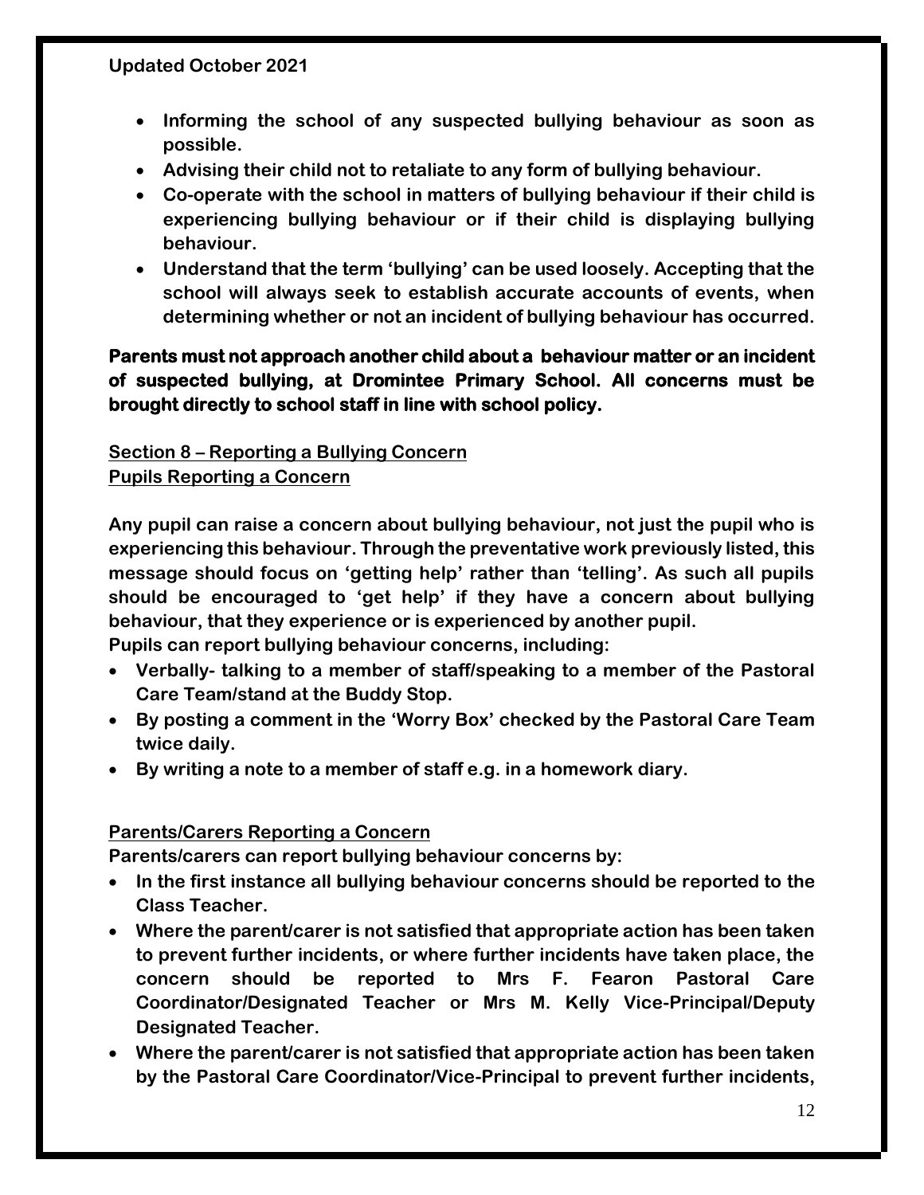Updated October 2021

- Informing the school of any suspected bullying behaviour as soon as possible.
- Advising their child not to retaliate to any form of bullying behaviour.
- Co-operate with the school in matters of bullying behaviour if their child is experiencing bullying behaviour or if their child is displaying bullying behaviour.
- Understand that the term 'bullying' can be used loosely. Accepting that the school will always seek to establish accurate accounts of events, when determining whether or not an incident of bullying behaviour has occurred.

**Parents must not approach another child about a behaviour matter or an incident of suspected bullying, at Dromintee Primary School. All concerns must be brought directly to school staff in line with school policy.**

## Section 8 – Reporting a Bullying Concern

### Pupils Reporting a Concern

Any pupil can raise a concern about bullying behaviour, not just the pupil who is experiencing this behaviour. Through the preventative work previously listed, this message should focus on 'getting help' rather than 'telling'. As such all pupils should be encouraged to 'get help' if they have a concern about bullying behaviour, that they experience or is experienced by another pupil.

Pupils can report bullying behaviour concerns, including:

- Verbally- talking to a member of staff/speaking to a member of the Pastoral Care Team/stand at the Buddy Stop.
- By posting a comment in the 'Worry Box' checked by the Pastoral Care Team twice daily.
- By writing a note to a member of staff e.g. in a homework diary.

### Parents/Carers Reporting a Concern

Parents/carers can report bullying behaviour concerns by:

- In the first instance all bullying behaviour concerns should be reported to the Class Teacher.
- Where the parent/carer is not satisfied that appropriate action has been taken to prevent further incidents, or where further incidents have taken place, the concern should be reported to Mrs F. Fearon Pastoral Care Coordinator/Designated Teacher or Mrs M. Kelly Vice-Principal/Deputy Designated Teacher.
- Where the parent/carer is not satisfied that appropriate action has been taken by the Pastoral Care Coordinator/Vice-Principal to prevent further incidents,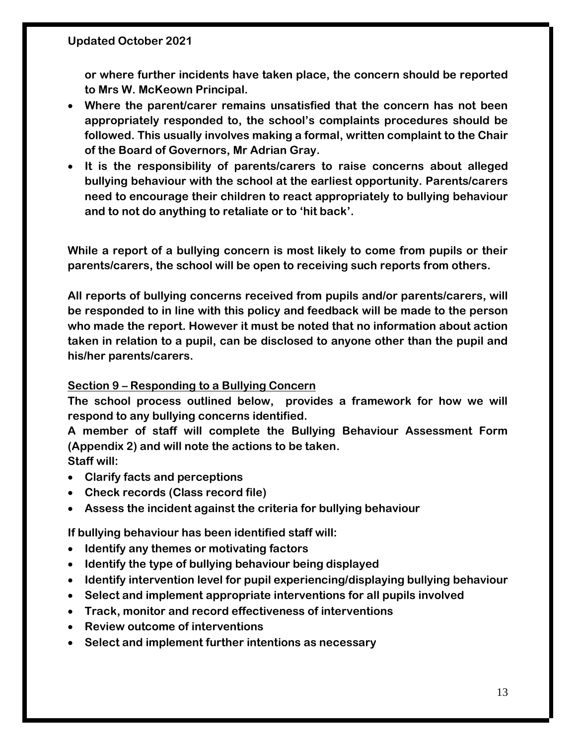or where further incidents have taken place, the concern should be reported to Mrs W. McKeown Principal.

- Where the parent/carer remains unsatisfied that the concern has not been appropriately responded to, the school's complaints procedures should be followed. This usually involves making a formal, written complaint to the Chair of the Board of Governors, Mr Adrian Gray.
- It is the responsibility of parents/carers to raise concerns about alleged bullying behaviour with the school at the earliest opportunity. Parents/carers need to encourage their children to react appropriately to bullying behaviour and to not do anything to retaliate or to 'hit back'.

While a report of a bullying concern is most likely to come from pupils or their parents/carers, the school will be open to receiving such reports from others.

All reports of bullying concerns received from pupils and/or parents/carers, will be responded to in line with this policy and feedback will be made to the person who made the report. However it must be noted that no information about action taken in relation to a pupil, can be disclosed to anyone other than the pupil and his/her parents/carers.

## Section 9 – Responding to a Bullying Concern

The school process outlined below, provides a framework for how we will respond to any bullying concerns identified.

A member of staff will complete the Bullying Behaviour Assessment Form (Appendix 2) and will note the actions to be taken.

Staff will:

- Clarify facts and perceptions
- Check records (Class record file)
- Assess the incident against the criteria for bullying behaviour

If bullying behaviour has been identified staff will:

- Identify any themes or motivating factors
- Identify the type of bullying behaviour being displayed
- Identify intervention level for pupil experiencing/displaying bullying behaviour
- Select and implement appropriate interventions for all pupils involved
- Track, monitor and record effectiveness of interventions
- Review outcome of interventions
- Select and implement further intentions as necessary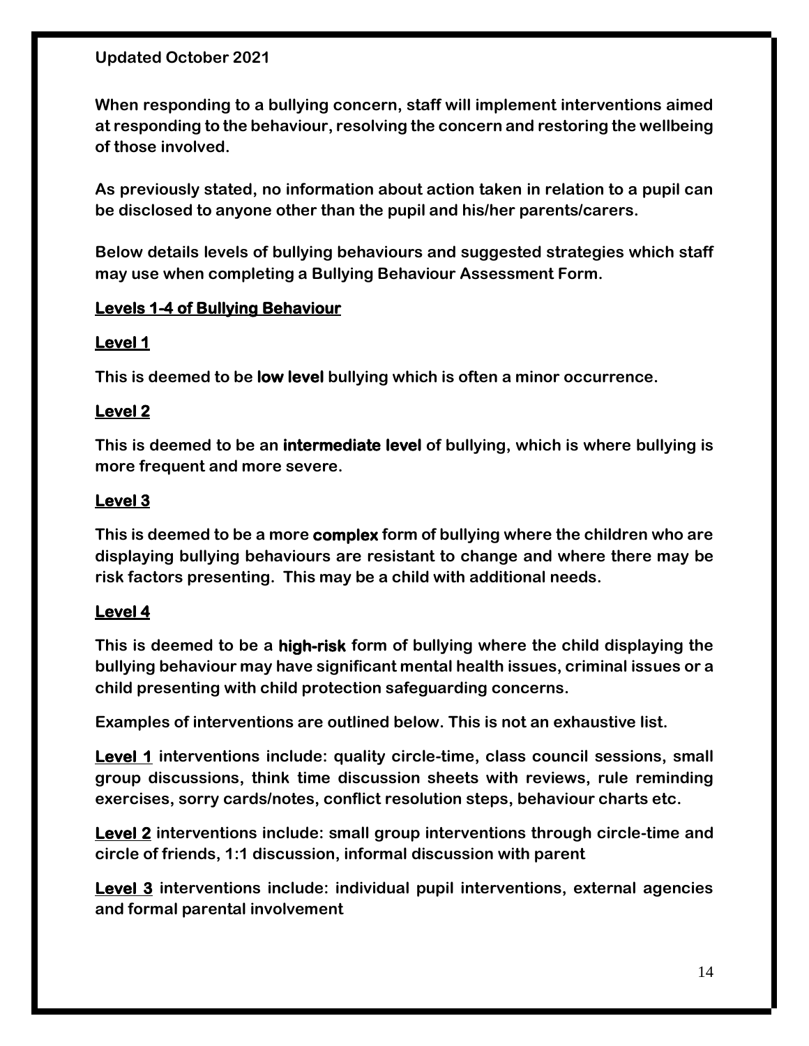**Updated October 2021**

**When responding to a bullying concern, staff will implement interventions aimed at responding to the behaviour, resolving the concern and restoring the wellbeing of those involved.**

**As previously stated, no information about action taken in relation to a pupil can be disclosed to anyone other than the pupil and his/her parents/carers.**

**Below details levels of bullying behaviours and suggested strategies which staff may use when completing a Bullying Behaviour Assessment Form.**

## Levels 1-4 of Bullying Behaviour

### Level 1

**This is deemed to be low level bullying which is often a minor occurrence.**

### Level 2

**This is deemed to be an intermediate level of bullying, which is where bullying is more frequent and more severe.**

### Level 3

**This is deemed to be a more complex form of bullying where the children who are displaying bullying behaviours are resistant to change and where there may be risk factors presenting. This may be a child with additional needs.**

### Level 4

**This is deemed to be a high-risk form of bullying where the child displaying the bullying behaviour may have significant mental health issues, criminal issues or a child presenting with child protection safeguarding concerns.**

**Examples of interventions are outlined below. This is not an exhaustive list.**

**Level 1 interventions include: quality circle-time, class council sessions, small group discussions, think time discussion sheets with reviews, rule reminding exercises, sorry cards/notes, conflict resolution steps, behaviour charts etc.**

**Level 2 interventions include: small group interventions through circle-time and circle of friends, 1:1 discussion, informal discussion with parent**

**Level 3 interventions include: individual pupil interventions, external agencies and formal parental involvement**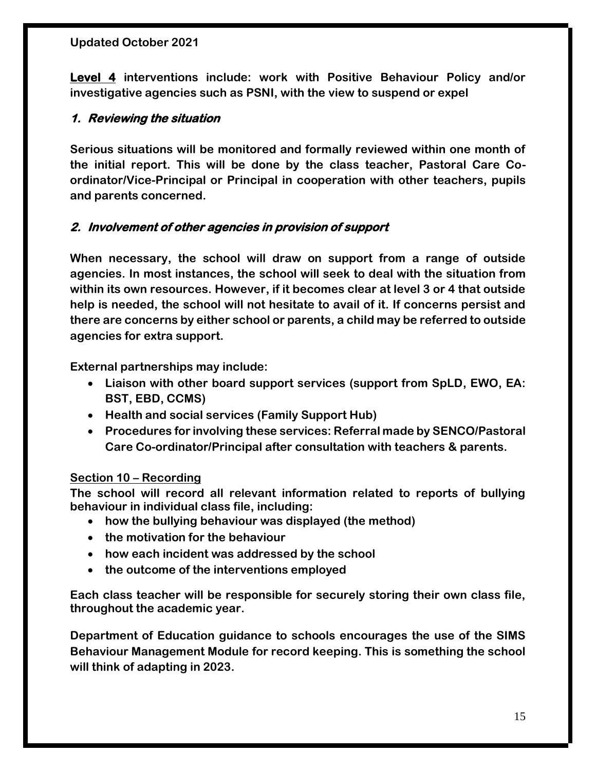**Updated October 2021**

**<u>Level 4</u> interventions include: work with Positive Behaviour Policy and/or investigative agencies such as PSNI, with the view to suspend or expel**

### *1. Reviewing the situation*

**Serious situations will be monitored and formally reviewed within one month of the initial report. This will be done by the class teacher, Pastoral Care Co-ordinator/Vice-Principal or Principal in cooperation with other teachers, pupils and parents concerned.**

### *2. Involvement of other agencies in provision of support*

**When necessary, the school will draw on support from a range of outside agencies. In most instances, the school will seek to deal with the situation from within its own resources. However, if it becomes clear at level 3 or 4 that outside help is needed, the school will not hesitate to avail of it. If concerns persist and there are concerns by either school or parents, a child may be referred to outside agencies for extra support.**

**External partnerships may include:**

- **Liaison with other board support services (support from SpLD, EWO, EA: BST, EBD, CCMS)**
- **Health and social services (Family Support Hub)**
- **Procedures for involving these services: Referral made by SENCO/Pastoral Care Co-ordinator/Principal after consultation with teachers & parents.**

## <u>Section 10 – Recording</u>

**The school will record all relevant information related to reports of bullying behaviour in individual class file, including:**

- **how the bullying behaviour was displayed (the method)**
- **the motivation for the behaviour**
- **how each incident was addressed by the school**
- **the outcome of the interventions employed**

**Each class teacher will be responsible for securely storing their own class file, throughout the academic year.**

**Department of Education guidance to schools encourages the use of the SIMS Behaviour Management Module for record keeping. This is something the school will think of adapting in 2023.**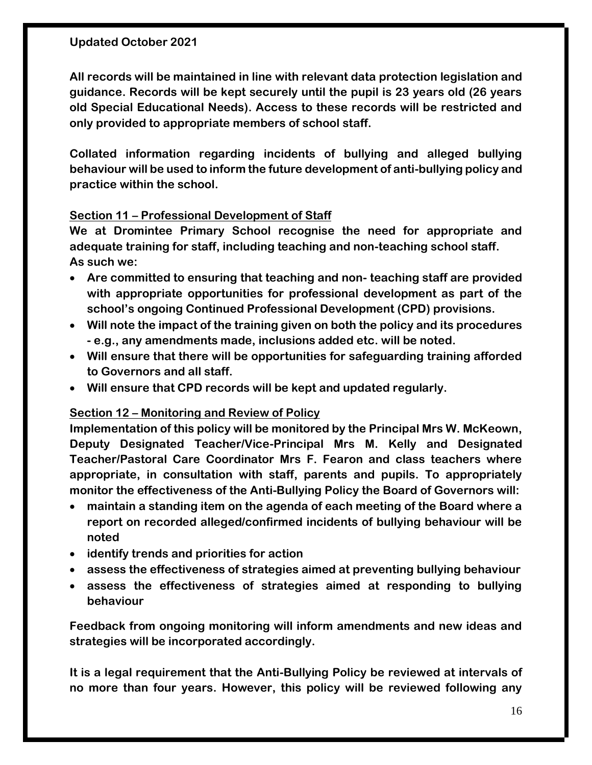**Updated October 2021**

**All records will be maintained in line with relevant data protection legislation and guidance. Records will be kept securely until the pupil is 23 years old (26 years old Special Educational Needs). Access to these records will be restricted and only provided to appropriate members of school staff.**

**Collated information regarding incidents of bullying and alleged bullying behaviour will be used to inform the future development of anti-bullying policy and practice within the school.**

## Section 11 – Professional Development of Staff

**We at Dromintee Primary School recognise the need for appropriate and adequate training for staff, including teaching and non-teaching school staff. As such we:**

- **Are committed to ensuring that teaching and non- teaching staff are provided with appropriate opportunities for professional development as part of the school's ongoing Continued Professional Development (CPD) provisions.**
- **Will note the impact of the training given on both the policy and its procedures - e.g., any amendments made, inclusions added etc. will be noted.**
- **Will ensure that there will be opportunities for safeguarding training afforded to Governors and all staff.**
- **Will ensure that CPD records will be kept and updated regularly.**

## Section 12 – Monitoring and Review of Policy

**Implementation of this policy will be monitored by the Principal Mrs W. McKeown, Deputy Designated Teacher/Vice-Principal Mrs M. Kelly and Designated Teacher/Pastoral Care Coordinator Mrs F. Fearon and class teachers where appropriate, in consultation with staff, parents and pupils. To appropriately monitor the effectiveness of the Anti-Bullying Policy the Board of Governors will:**

- **maintain a standing item on the agenda of each meeting of the Board where a report on recorded alleged/confirmed incidents of bullying behaviour will be noted**
- **identify trends and priorities for action**
- **assess the effectiveness of strategies aimed at preventing bullying behaviour**
- **assess the effectiveness of strategies aimed at responding to bullying behaviour**

**Feedback from ongoing monitoring will inform amendments and new ideas and strategies will be incorporated accordingly.**

**It is a legal requirement that the Anti-Bullying Policy be reviewed at intervals of no more than four years. However, this policy will be reviewed following any**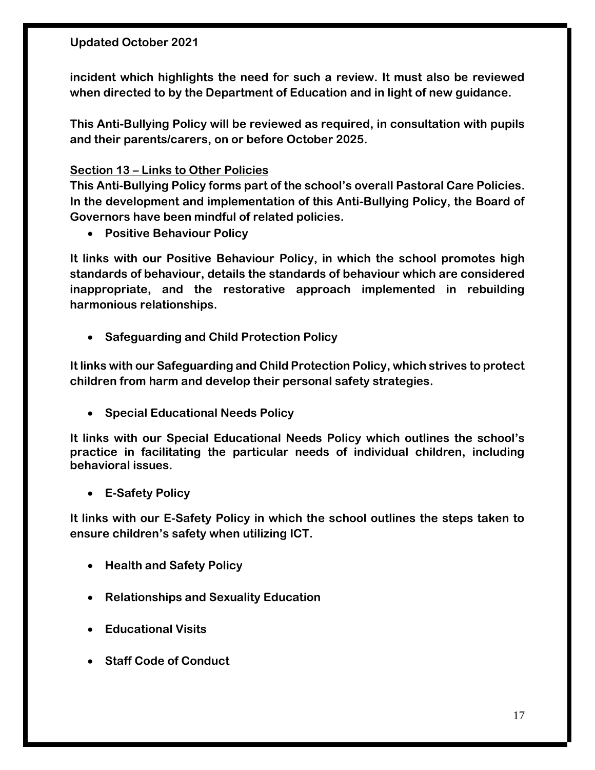incident which highlights the need for such a review. It must also be reviewed when directed to by the Department of Education and in light of new guidance.

This Anti-Bullying Policy will be reviewed as required, in consultation with pupils and their parents/carers, on or before October 2025.

## Section 13 – Links to Other Policies

This Anti-Bullying Policy forms part of the school's overall Pastoral Care Policies. In the development and implementation of this Anti-Bullying Policy, the Board of Governors have been mindful of related policies.

- **Positive Behaviour Policy**

It links with our Positive Behaviour Policy, in which the school promotes high standards of behaviour, details the standards of behaviour which are considered inappropriate, and the restorative approach implemented in rebuilding harmonious relationships.

- **Safeguarding and Child Protection Policy**

It links with our Safeguarding and Child Protection Policy, which strives to protect children from harm and develop their personal safety strategies.

- **Special Educational Needs Policy**

It links with our Special Educational Needs Policy which outlines the school's practice in facilitating the particular needs of individual children, including behavioral issues.

- **E-Safety Policy**

It links with our E-Safety Policy in which the school outlines the steps taken to ensure children's safety when utilizing ICT.

- **Health and Safety Policy**
- **Relationships and Sexuality Education**
- **Educational Visits**
- **Staff Code of Conduct**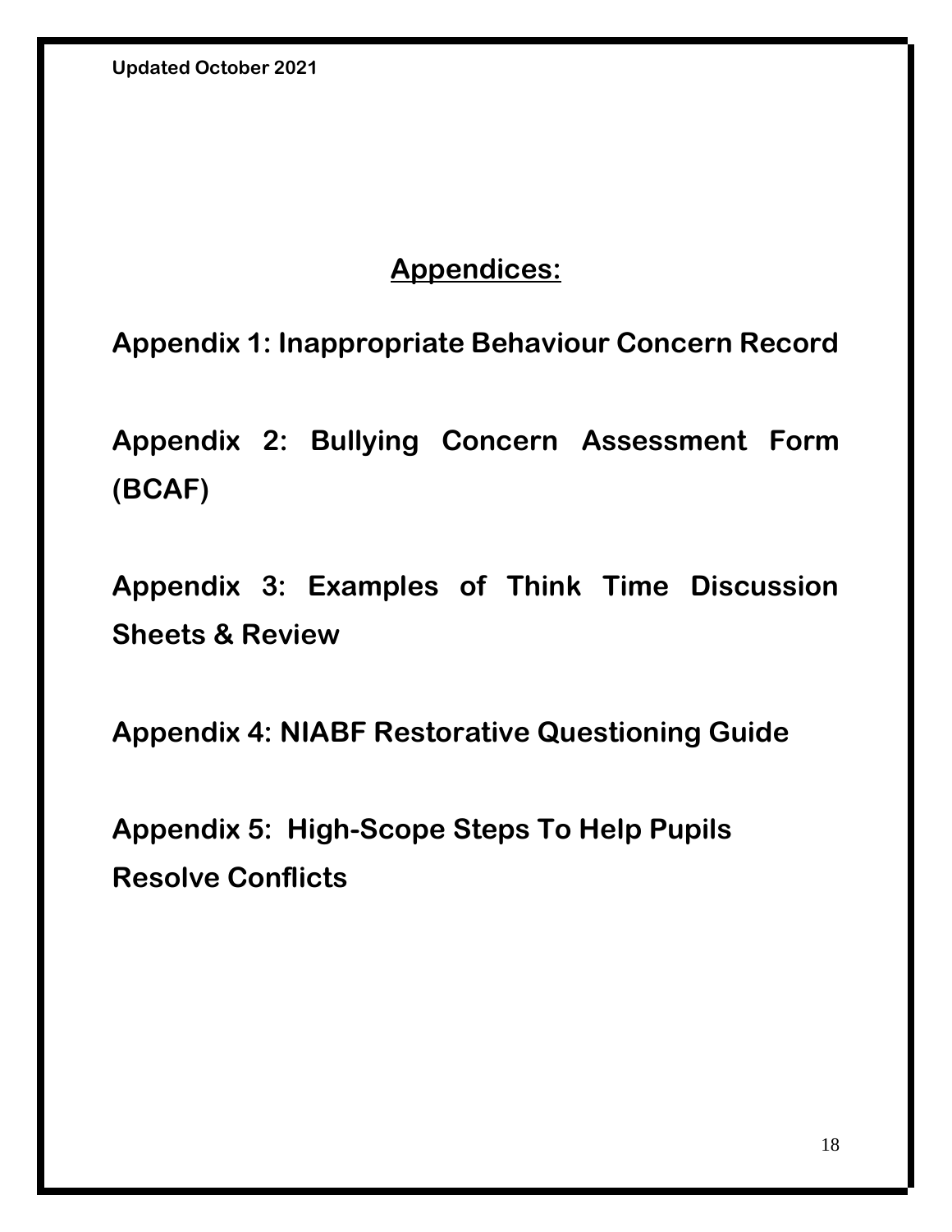# Appendices:

**Appendix 1: Inappropriate Behaviour Concern Record**

**Appendix 2: Bullying Concern Assessment Form (BCAF)**

**Appendix 3: Examples of Think Time Discussion Sheets & Review**

**Appendix 4: NIABF Restorative Questioning Guide**

**Appendix 5: High-Scope Steps To Help Pupils Resolve Conflicts**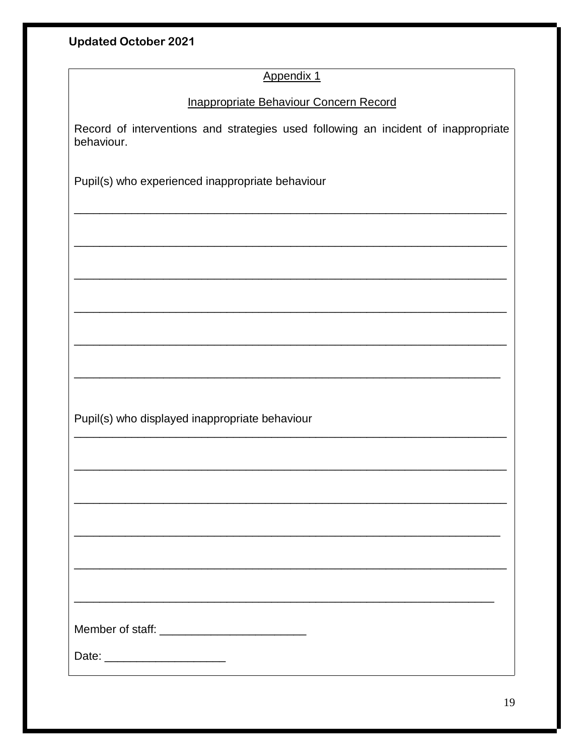**Updated October 2021**

Appendix 1

Inappropriate Behaviour Concern Record

Record of interventions and strategies used following an incident of inappropriate behaviour.

Pupil(s) who experienced inappropriate behaviour

_______________________________________________________________

_______________________________________________________________

_______________________________________________________________

_______________________________________________________________

_______________________________________________________________

______________________________________________________________

Pupil(s) who displayed inappropriate behaviour

_______________________________________________________________

_______________________________________________________________

_______________________________________________________________

______________________________________________________________

_______________________________________________________________

_____________________________________________________________

Member of staff: ______________________

Date: ___________________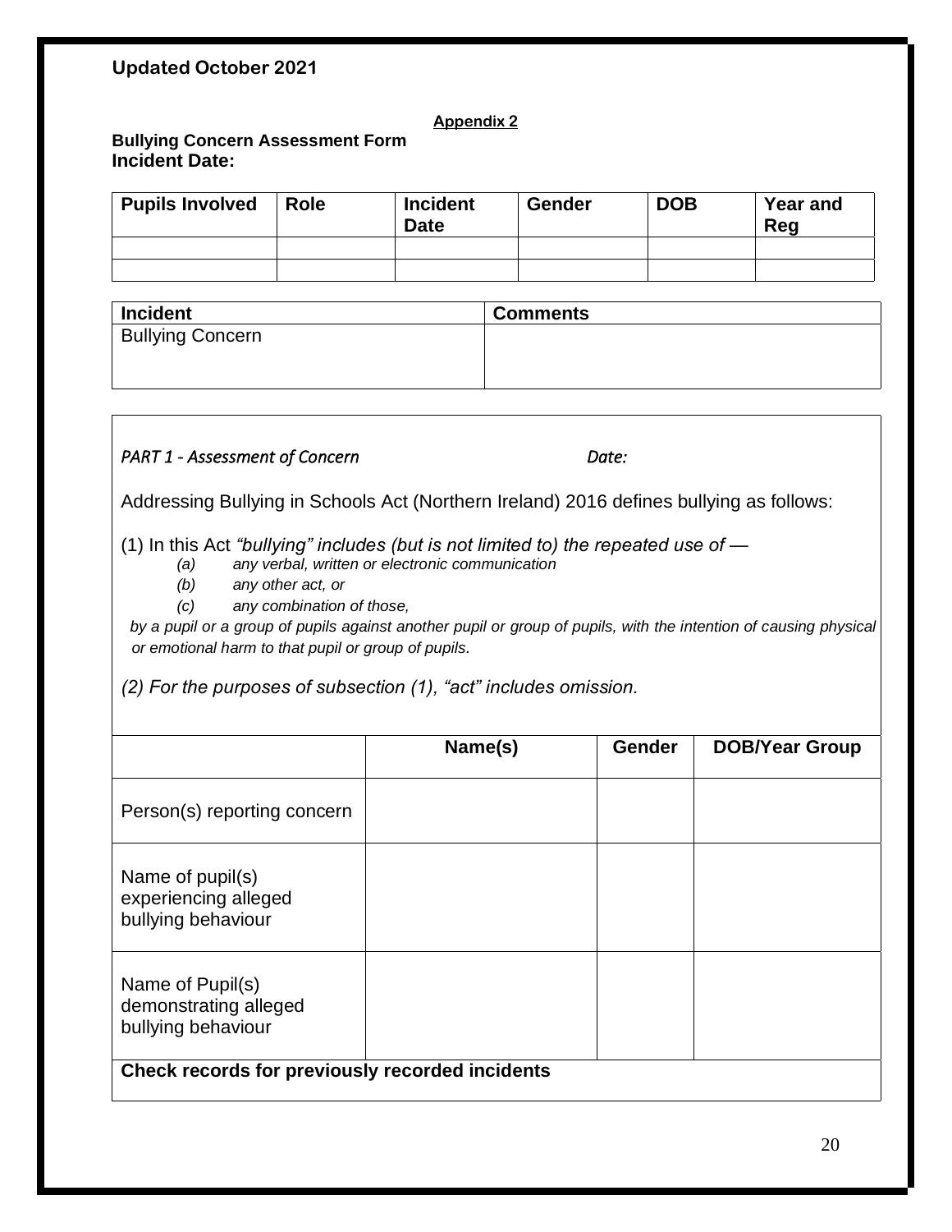**Updated October 2021**

**Appendix 2**

**Bullying Concern Assessment Form**
**Incident Date:**

| Pupils Involved | Role | Incident Date | Gender | DOB | Year and Reg |
|---|---|---|---|---|---|
| | | | | | |
| | | | | | |

| Incident | Comments |
|---|---|
| Bullying Concern | |

*PART 1 - Assessment of Concern* *Date:*

Addressing Bullying in Schools Act (Northern Ireland) 2016 defines bullying as follows:

(1) In this Act *"bullying" includes (but is not limited to) the repeated use of —*

*(a) any verbal, written or electronic communication*

*(b) any other act, or*

*(c) any combination of those,*

*by a pupil or a group of pupils against another pupil or group of pupils, with the intention of causing physical or emotional harm to that pupil or group of pupils.*

*(2) For the purposes of subsection (1), "act" includes omission.*

| | Name(s) | Gender | DOB/Year Group |
|---|---|---|---|
| Person(s) reporting concern | | | |
| Name of pupil(s) experiencing alleged bullying behaviour | | | |
| Name of Pupil(s) demonstrating alleged bullying behaviour | | | |
| **Check records for previously recorded incidents** | | | |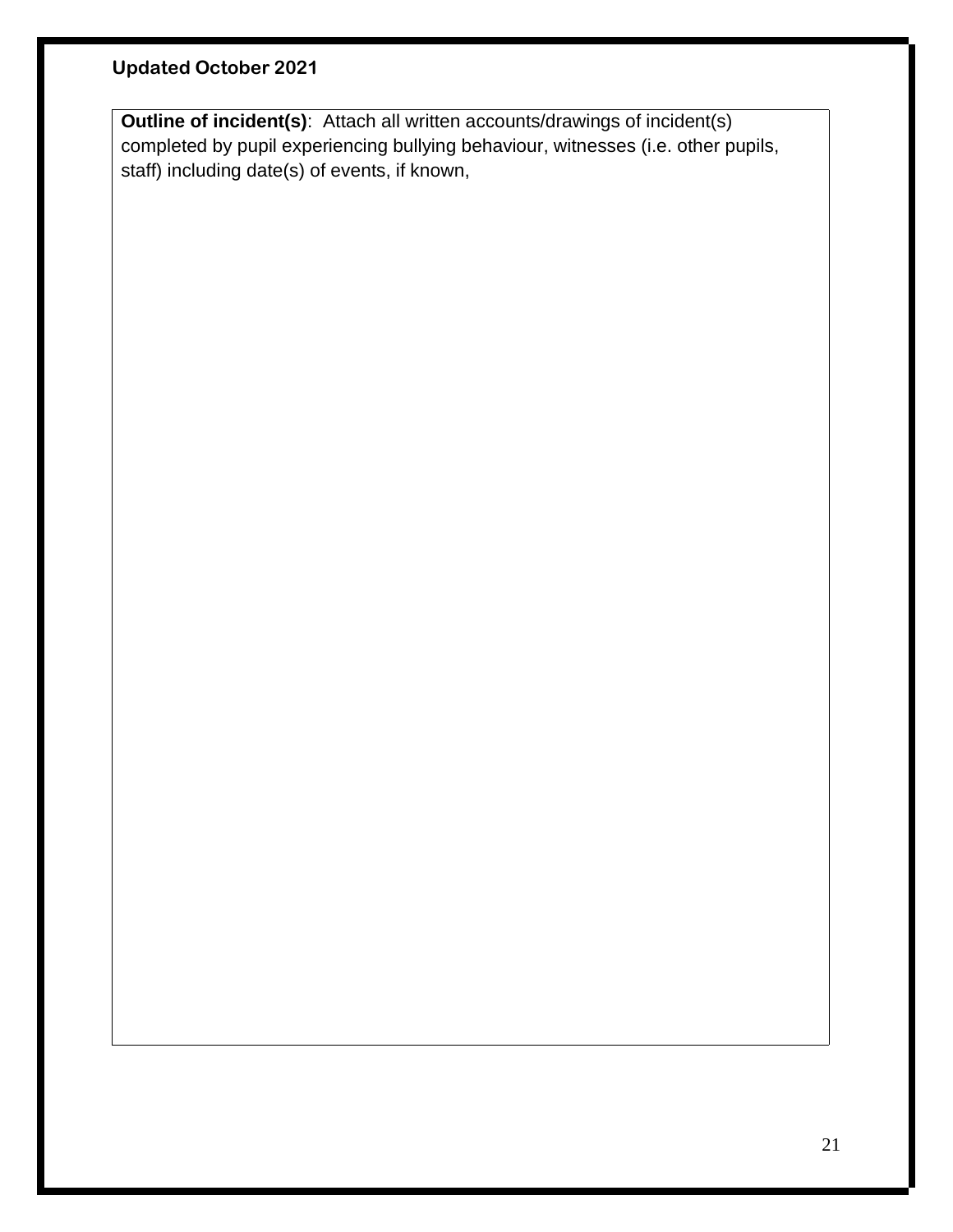**Updated October 2021**

| **Outline of incident(s)**: Attach all written accounts/drawings of incident(s) completed by pupil experiencing bullying behaviour, witnesses (i.e. other pupils, staff) including date(s) of events, if known, |
| --- |
| |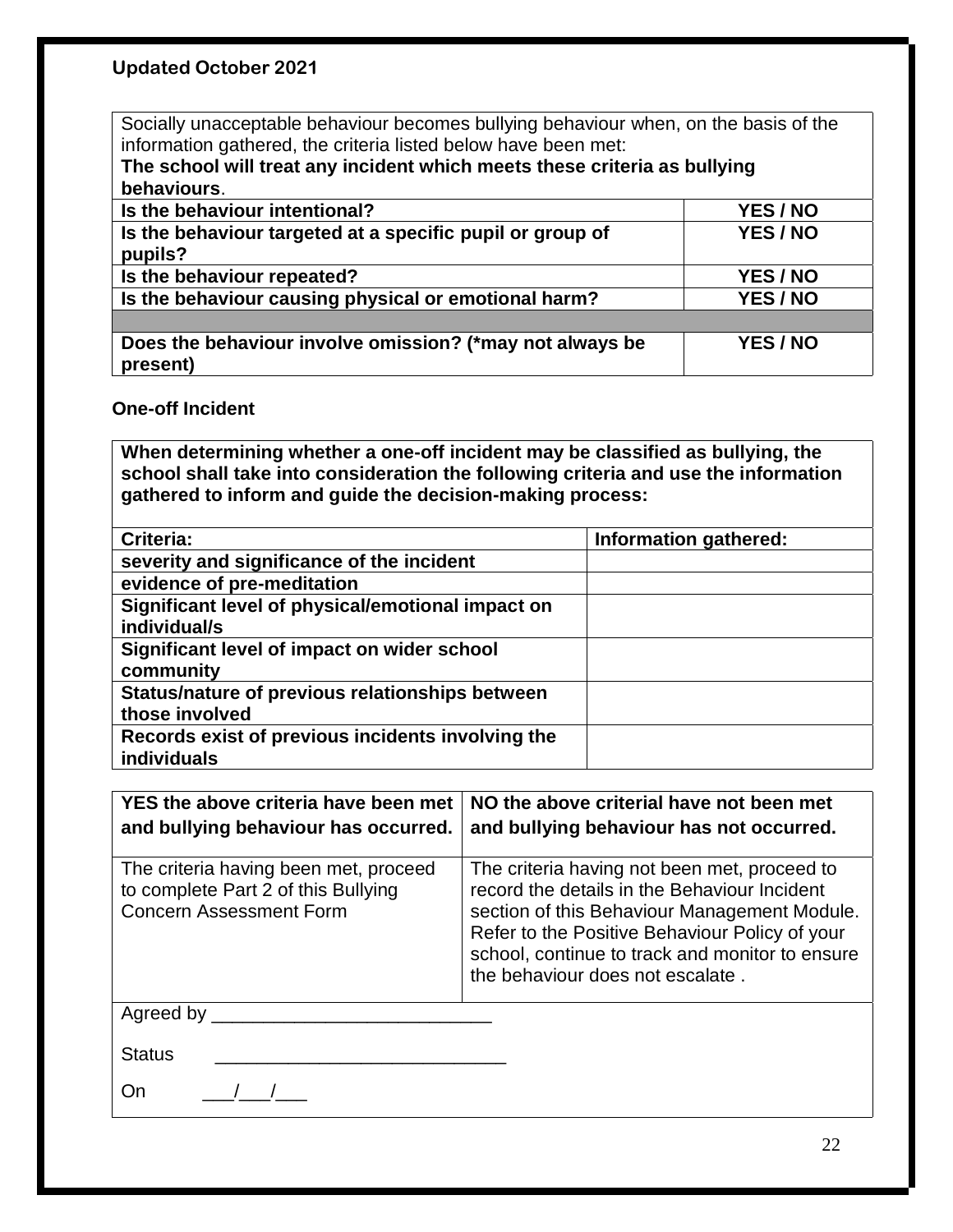**Updated October 2021**

| Socially unacceptable behaviour becomes bullying behaviour when, on the basis of the information gathered, the criteria listed below have been met: **The school will treat any incident which meets these criteria as bullying behaviours**. | |
|---|---|
| **Is the behaviour intentional?** | **YES / NO** |
| **Is the behaviour targeted at a specific pupil or group of pupils?** | **YES / NO** |
| **Is the behaviour repeated?** | **YES / NO** |
| **Is the behaviour causing physical or emotional harm?** | **YES / NO** |
| | |
| **Does the behaviour involve omission? (*may not always be present)** | **YES / NO** |

**One-off Incident**

| **When determining whether a one-off incident may be classified as bullying, the school shall take into consideration the following criteria and use the information gathered to inform and guide the decision-making process:** | |
|---|---|
| **Criteria:** | **Information gathered:** |
| **severity and significance of the incident** | |
| **evidence of pre-meditation** | |
| **Significant level of physical/emotional impact on individual/s** | |
| **Significant level of impact on wider school community** | |
| **Status/nature of previous relationships between those involved** | |
| **Records exist of previous incidents involving the individuals** | |

| **YES the above criteria have been met and bullying behaviour has occurred.** | **NO the above criterial have not been met and bullying behaviour has not occurred.** |
|---|---|
| The criteria having been met, proceed to complete Part 2 of this Bullying Concern Assessment Form | The criteria having not been met, proceed to record the details in the Behaviour Incident section of this Behaviour Management Module. Refer to the Positive Behaviour Policy of your school, continue to track and monitor to ensure the behaviour does not escalate . |

Agreed by ___________________________

Status ____________________________

On ___/___/___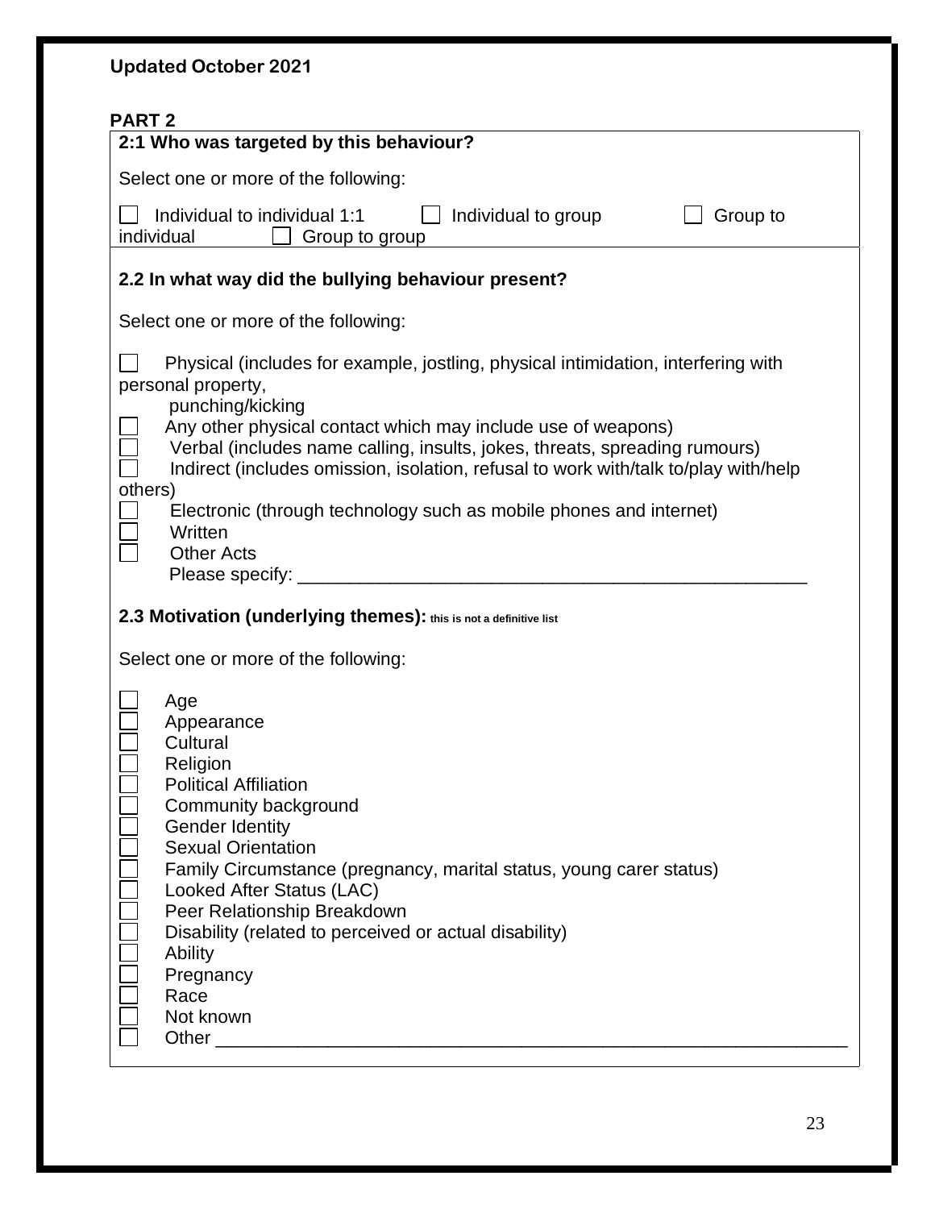**Updated October 2021**

**PART 2**

**2:1 Who was targeted by this behaviour?**

Select one or more of the following:

☐ Individual to individual 1:1 ☐ Individual to group ☐ Group to individual ☐ Group to group

**2.2 In what way did the bullying behaviour present?**

Select one or more of the following:

☐ Physical (includes for example, jostling, physical intimidation, interfering with personal property, punching/kicking
☐ Any other physical contact which may include use of weapons)
☐ Verbal (includes name calling, insults, jokes, threats, spreading rumours)
☐ Indirect (includes omission, isolation, refusal to work with/talk to/play with/help others)
☐ Electronic (through technology such as mobile phones and internet)
☐ Written
☐ Other Acts
Please specify: ___________________________________________________

**2.3 Motivation (underlying themes):** **this is not a definitive list**

Select one or more of the following:

☐ Age
☐ Appearance
☐ Cultural
☐ Religion
☐ Political Affiliation
☐ Community background
☐ Gender Identity
☐ Sexual Orientation
☐ Family Circumstance (pregnancy, marital status, young carer status)
☐ Looked After Status (LAC)
☐ Peer Relationship Breakdown
☐ Disability (related to perceived or actual disability)
☐ Ability
☐ Pregnancy
☐ Race
☐ Not known
☐ Other ______________________________________________________________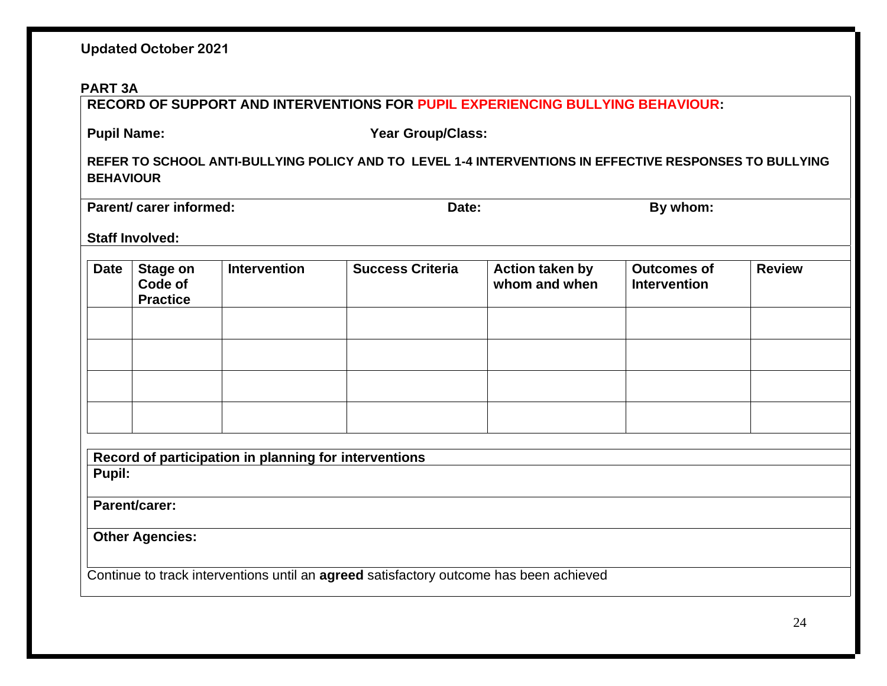Updated October 2021

**PART 3A**

**RECORD OF SUPPORT AND INTERVENTIONS FOR PUPIL EXPERIENCING BULLYING BEHAVIOUR:**

**Pupil Name:** **Year Group/Class:**

**REFER TO SCHOOL ANTI-BULLYING POLICY AND TO LEVEL 1-4 INTERVENTIONS IN EFFECTIVE RESPONSES TO BULLYING BEHAVIOUR**

**Parent/ carer informed:** **Date:** **By whom:**

**Staff Involved:**

| Date | Stage on Code of Practice | Intervention | Success Criteria | Action taken by whom and when | Outcomes of Intervention | Review |
|---|---|---|---|---|---|---|
| | | | | | | |
| | | | | | | |
| | | | | | | |
| | | | | | | |

| Record of participation in planning for interventions |
|---|
| **Pupil:** |
| **Parent/carer:** |
| **Other Agencies:** |

Continue to track interventions until an **agreed** satisfactory outcome has been achieved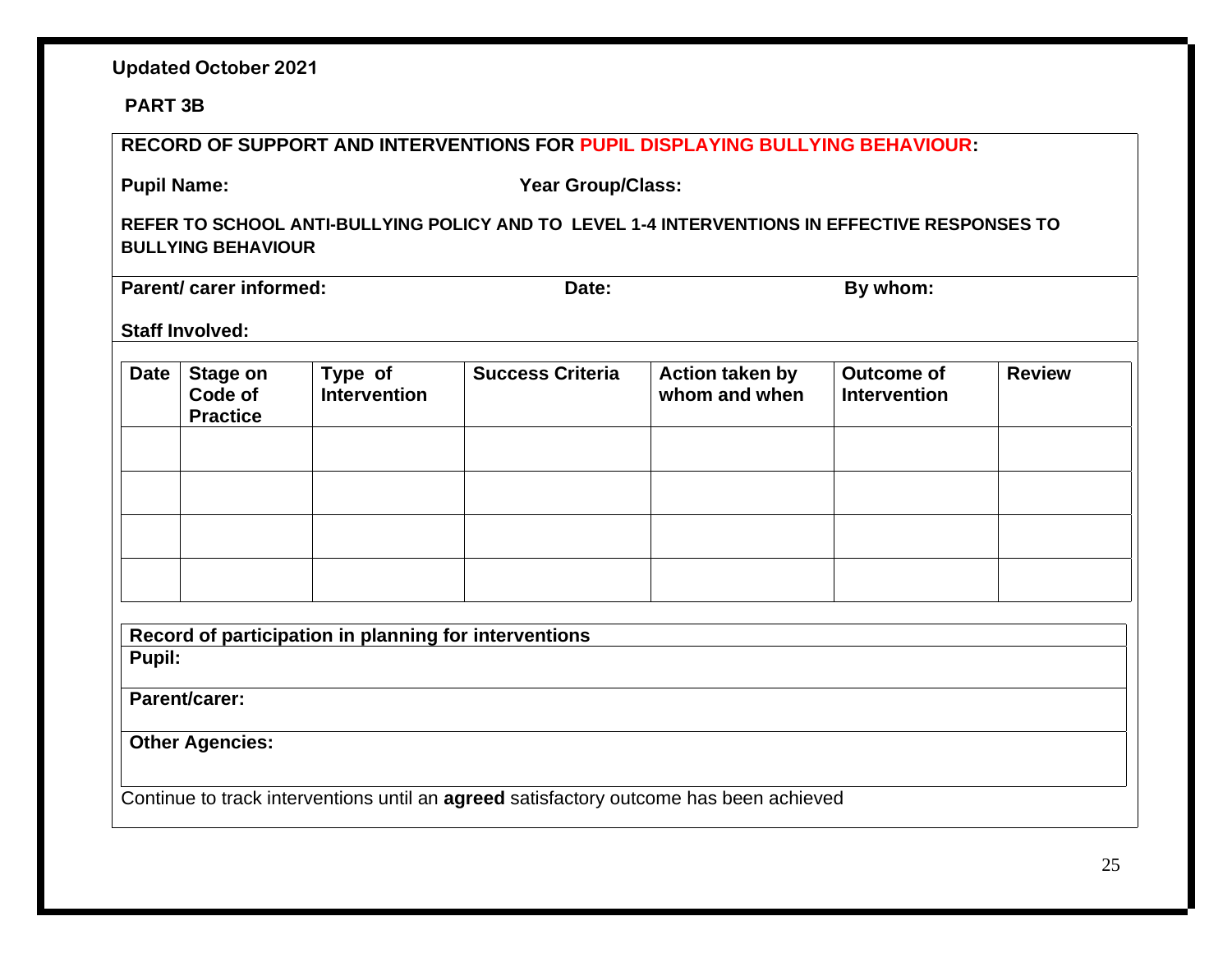**Updated October 2021**

**PART 3B**

**RECORD OF SUPPORT AND INTERVENTIONS FOR PUPIL DISPLAYING BULLYING BEHAVIOUR:**

**Pupil Name:** **Year Group/Class:**

**REFER TO SCHOOL ANTI-BULLYING POLICY AND TO LEVEL 1-4 INTERVENTIONS IN EFFECTIVE RESPONSES TO BULLYING BEHAVIOUR**

**Parent/ carer informed:** **Date:** **By whom:**

**Staff Involved:**

| Date | Stage on Code of Practice | Type of Intervention | Success Criteria | Action taken by whom and when | Outcome of Intervention | Review |
|---|---|---|---|---|---|---|
| | | | | | | |
| | | | | | | |
| | | | | | | |
| | | | | | | |

| Record of participation in planning for interventions |
|---|
| **Pupil:** |
| **Parent/carer:** |
| **Other Agencies:** |

Continue to track interventions until an **agreed** satisfactory outcome has been achieved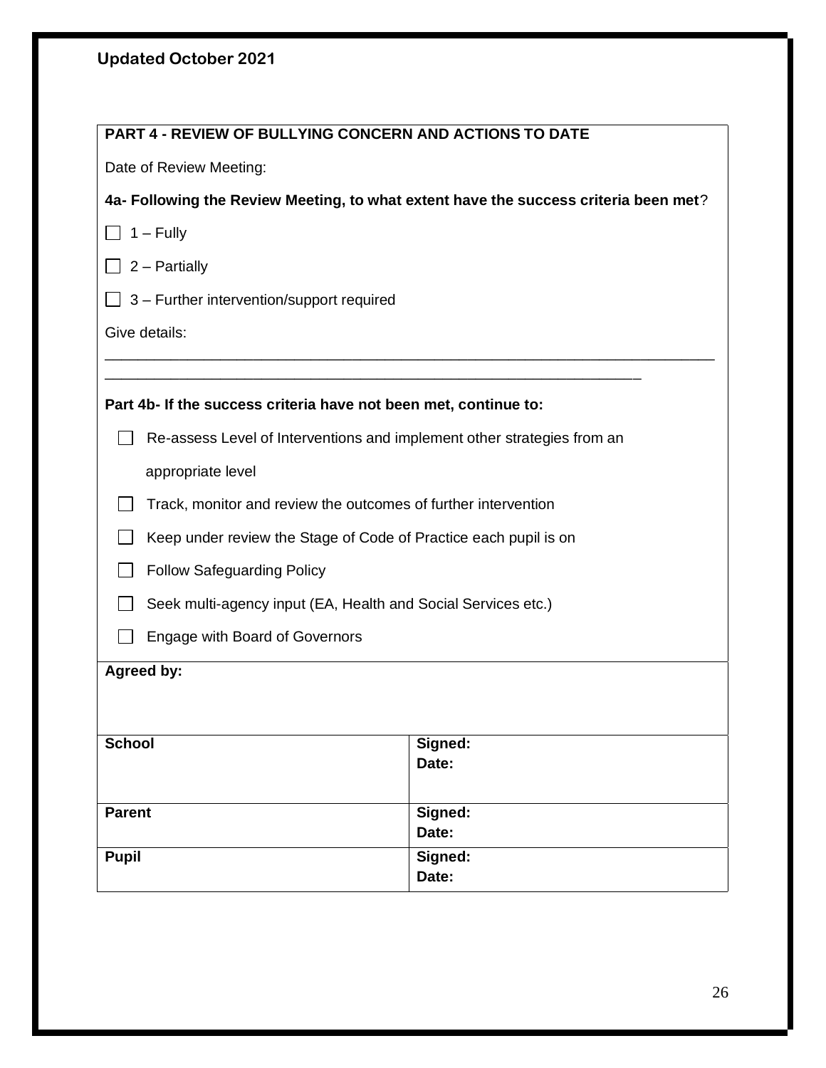**Updated October 2021**

## PART 4 - REVIEW OF BULLYING CONCERN AND ACTIONS TO DATE

Date of Review Meeting:

**4a- Following the Review Meeting, to what extent have the success criteria been met**?

☐ 1 – Fully

☐ 2 – Partially

☐ 3 – Further intervention/support required

Give details:

\_\_\_\_\_\_\_\_\_\_\_\_\_\_\_\_\_\_\_\_\_\_\_\_\_\_\_\_\_\_\_\_\_\_\_\_\_\_\_\_\_\_\_\_\_\_\_\_\_\_\_\_\_\_\_\_\_\_\_\_\_\_\_\_\_\_\_\_\_\_\_\_

\_\_\_\_\_\_\_\_\_\_\_\_\_\_\_\_\_\_\_\_\_\_\_\_\_\_\_\_\_\_\_\_\_\_\_\_\_\_\_\_\_\_\_\_\_\_\_\_\_\_\_\_\_\_\_\_\_\_\_\_\_\_\_\_

**Part 4b- If the success criteria have not been met, continue to:**

- ☐ Re-assess Level of Interventions and implement other strategies from an appropriate level
- ☐ Track, monitor and review the outcomes of further intervention
- ☐ Keep under review the Stage of Code of Practice each pupil is on
- ☐ Follow Safeguarding Policy
- ☐ Seek multi-agency input (EA, Health and Social Services etc.)
- ☐ Engage with Board of Governors

**Agreed by:**

| | |
|---|---|
| **School** | **Signed:**<br>**Date:** |
| **Parent** | **Signed:**<br>**Date:** |
| **Pupil** | **Signed:**<br>**Date:** |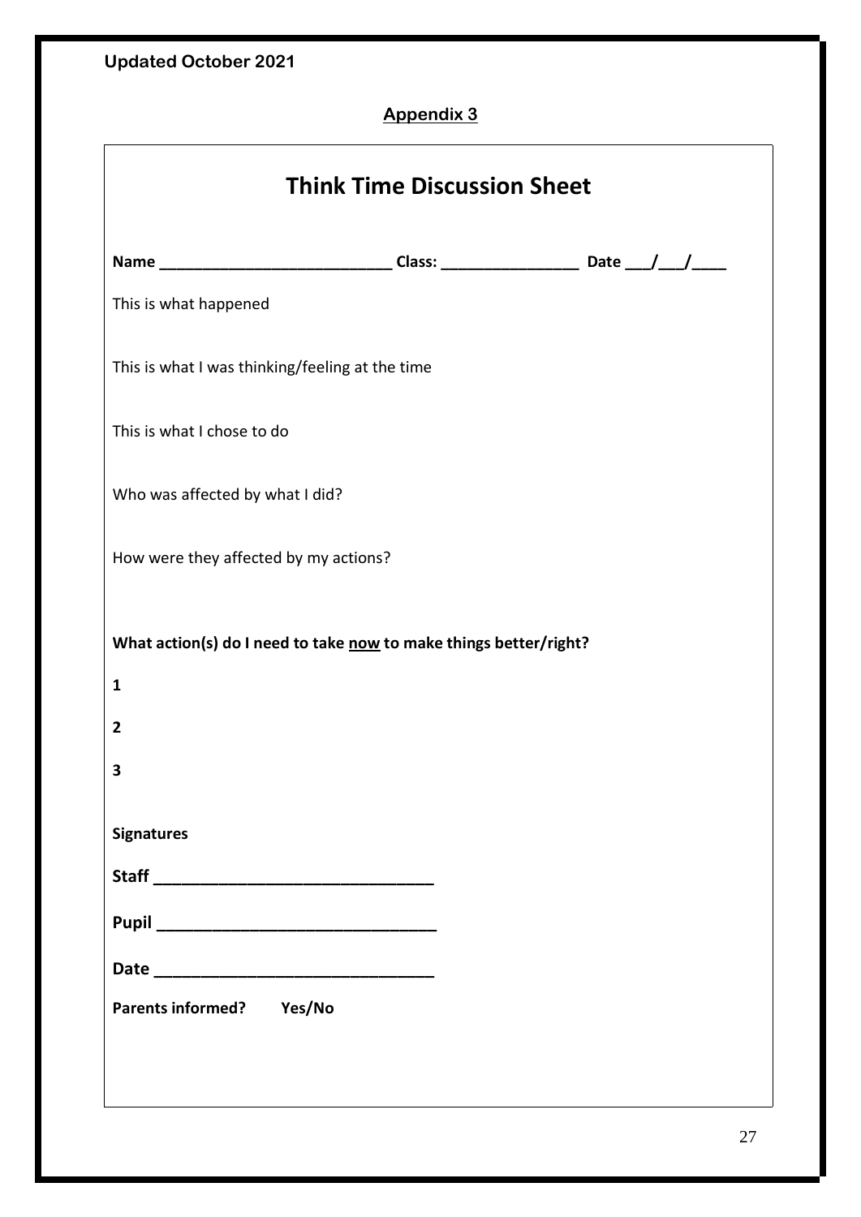Updated October 2021

**Appendix 3**

# Think Time Discussion Sheet

**Name** ___________________________ **Class:** ________________ **Date** ___/___/____

This is what happened

This is what I was thinking/feeling at the time

This is what I chose to do

Who was affected by what I did?

How were they affected by my actions?

**What action(s) do I need to take now to make things better/right?**

**1**

**2**

**3**

**Signatures**

**Staff** _______________________________

**Pupil** _______________________________

**Date** _______________________________

**Parents informed? Yes/No**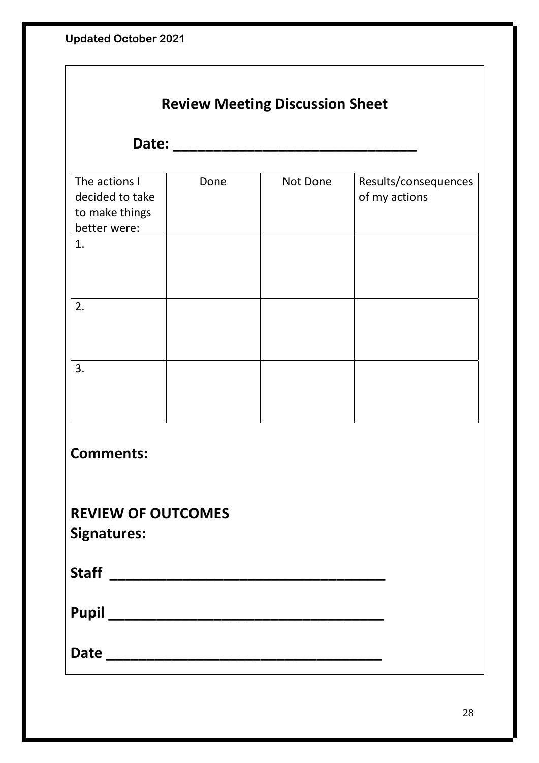Updated October 2021

## Review Meeting Discussion Sheet

**Date: ______________________________**

| The actions I decided to take to make things better were: | Done | Not Done | Results/consequences of my actions |
|---|---|---|---|
| 1. | | | |
| 2. | | | |
| 3. | | | |

**Comments:**

**REVIEW OF OUTCOMES**

**Signatures:**

**Staff __________________________________**

**Pupil __________________________________**

**Date __________________________________**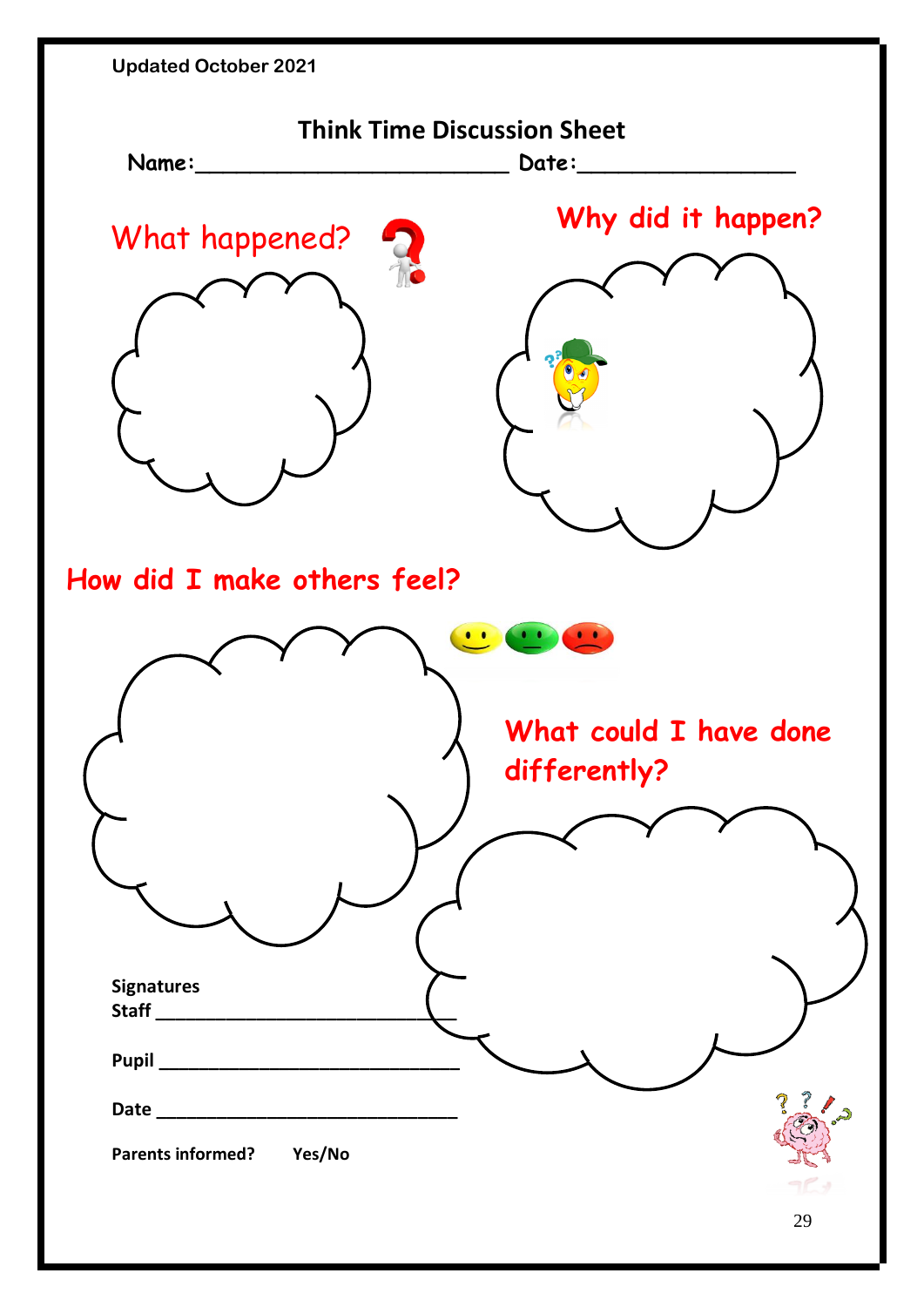Updated October 2021

# Think Time Discussion Sheet

**Name:**\_\_\_\_\_\_\_\_\_\_\_\_\_\_\_\_\_\_\_\_\_\_\_\_\_\_ **Date:**\_\_\_\_\_\_\_\_\_\_\_\_\_\_\_\_\_\_

## What happened?

## Why did it happen?

## How did I make others feel?

## What could I have done differently?

**Signatures**

**Staff** \_\_\_\_\_\_\_\_\_\_\_\_\_\_\_\_\_\_\_\_\_\_\_\_\_\_\_\_\_\_\_\_

**Pupil** \_\_\_\_\_\_\_\_\_\_\_\_\_\_\_\_\_\_\_\_\_\_\_\_\_\_\_\_\_\_\_\_

**Date** \_\_\_\_\_\_\_\_\_\_\_\_\_\_\_\_\_\_\_\_\_\_\_\_\_\_\_\_\_\_\_\_

**Parents informed?** **Yes/No**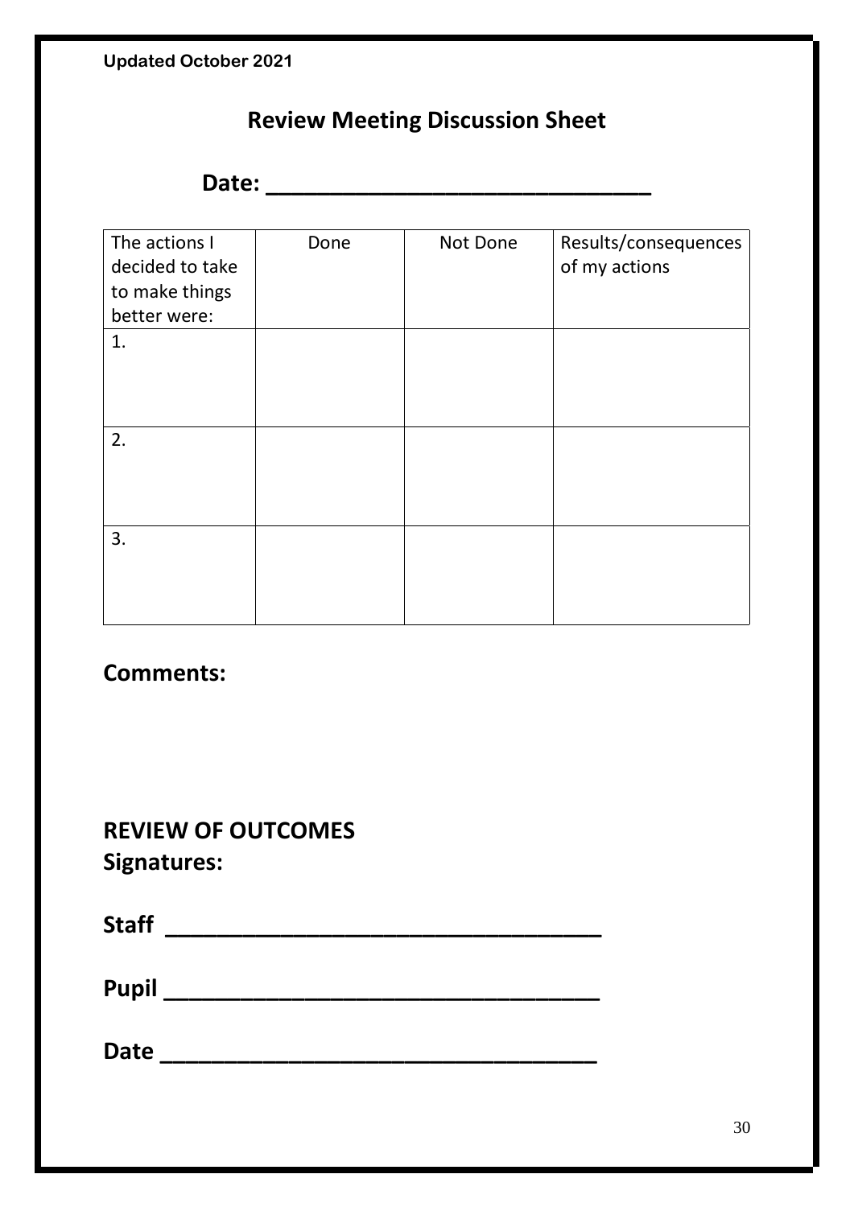Updated October 2021

## Review Meeting Discussion Sheet

**Date: ______________________________**

| The actions I decided to take to make things better were: | Done | Not Done | Results/consequences of my actions |
|---|---|---|---|
| 1. | | | |
| 2. | | | |
| 3. | | | |

**Comments:**

**REVIEW OF OUTCOMES**
**Signatures:**

**Staff ___________________________________**

**Pupil ___________________________________**

**Date ___________________________________**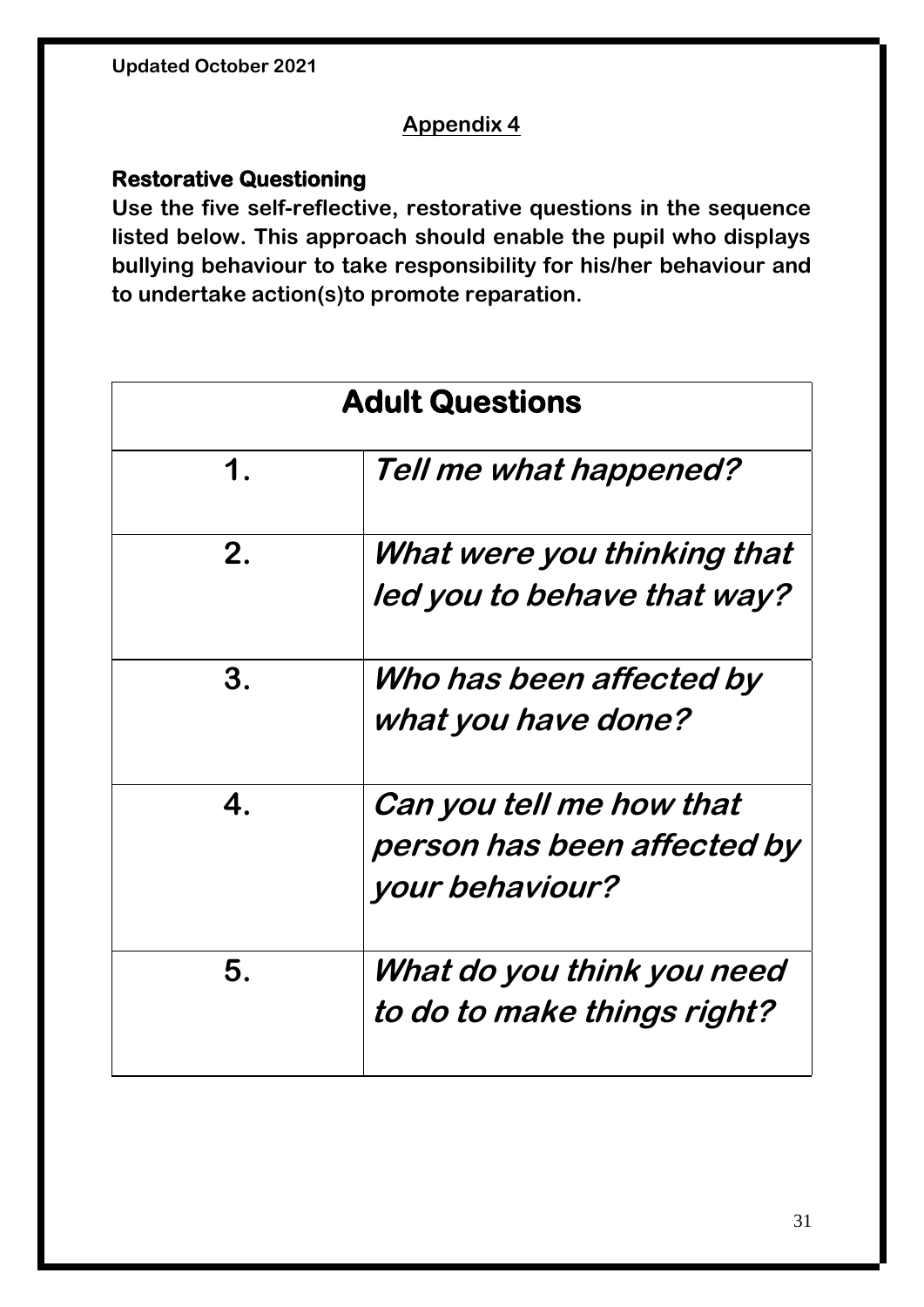## Appendix 4

**Restorative Questioning**

**Use the five self-reflective, restorative questions in the sequence listed below. This approach should enable the pupil who displays bullying behaviour to take responsibility for his/her behaviour and to undertake action(s)to promote reparation.**

| Adult Questions | |
|---|---|
| **1.** | ***Tell me what happened?*** |
| **2.** | ***What were you thinking that led you to behave that way?*** |
| **3.** | ***Who has been affected by what you have done?*** |
| **4.** | ***Can you tell me how that person has been affected by your behaviour?*** |
| **5.** | ***What do you think you need to do to make things right?*** |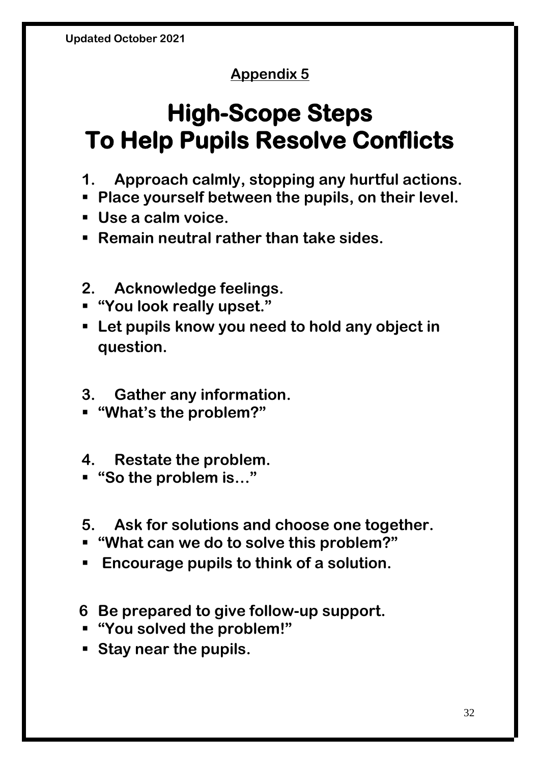Updated October 2021

**Appendix 5**

# High-Scope Steps To Help Pupils Resolve Conflicts

**1. Approach calmly, stopping any hurtful actions.**

- **Place yourself between the pupils, on their level.**
- **Use a calm voice.**
- **Remain neutral rather than take sides.**

**2. Acknowledge feelings.**

- **"You look really upset."**
- **Let pupils know you need to hold any object in question.**

**3. Gather any information.**

- **"What's the problem?"**

**4. Restate the problem.**

- **"So the problem is…"**

**5. Ask for solutions and choose one together.**

- **"What can we do to solve this problem?"**
- **Encourage pupils to think of a solution.**

**6 Be prepared to give follow-up support.**

- **"You solved the problem!"**
- **Stay near the pupils.**